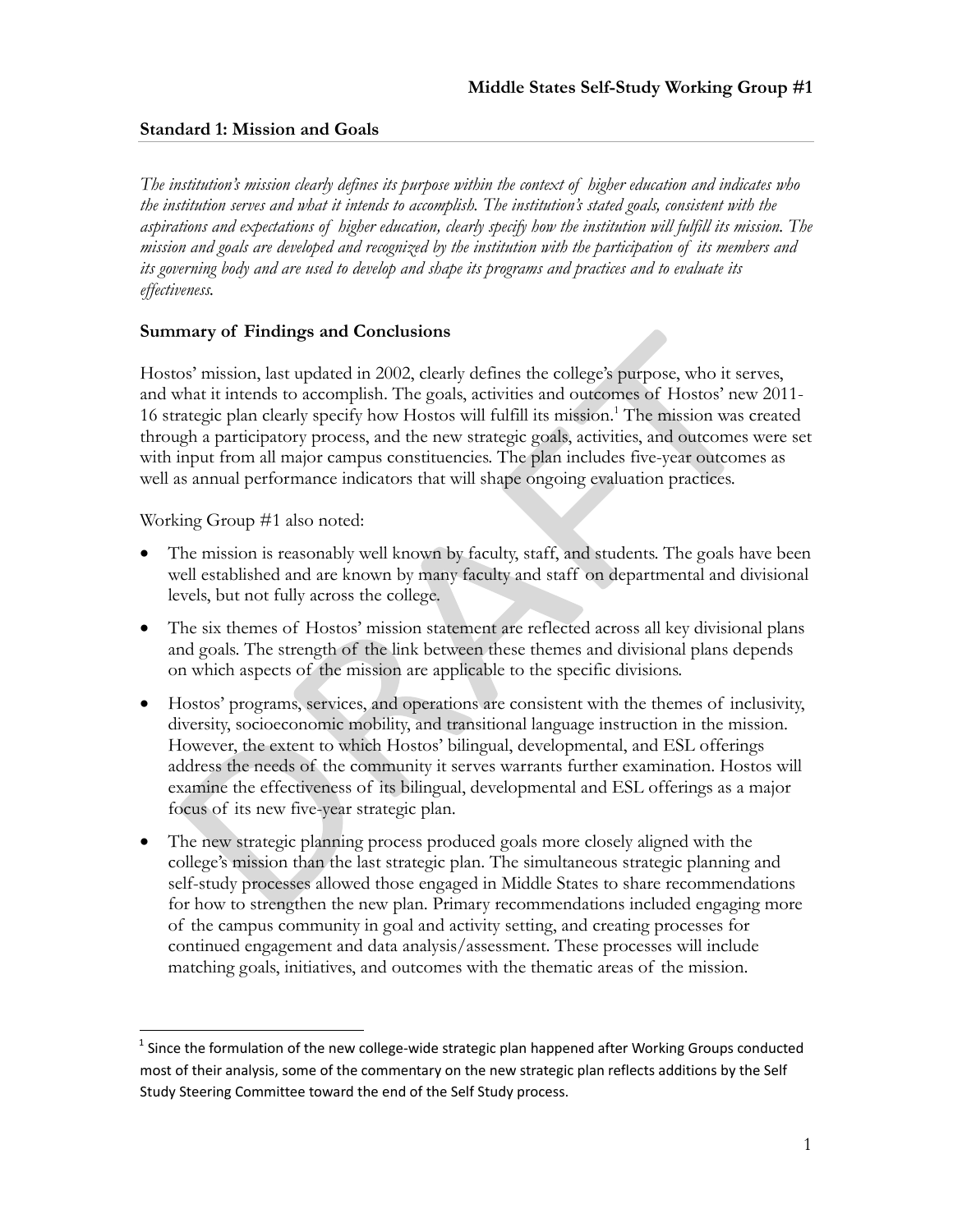**Middle States Self-Study Working Group #1**

## Standard 1: Mission and Goals

*The institution's mission clearly defines its purpose within the context of higher education and indicates who the institution serves and what it intends to accomplish. The institution's stated goals, consistent with the aspirations and expectations of higher education, clearly specify how the institution will fulfill its mission. The mission and goals are developed and recognized by the institution with the participation of its members and its governing body and are used to develop and shape its programs and practices and to evaluate its effectiveness.*

### Summary of Findings and Conclusions

Hostos' mission, last updated in 2002, clearly defines the college's purpose, who it serves, and what it intends to accomplish. The goals, activities and outcomes of Hostos' new 2011-16 strategic plan clearly specify how Hostos will fulfill its mission.[1] The mission was created through a participatory process, and the new strategic goals, activities, and outcomes were set with input from all major campus constituencies. The plan includes five-year outcomes as well as annual performance indicators that will shape ongoing evaluation practices.

Working Group #1 also noted:

- The mission is reasonably well known by faculty, staff, and students. The goals have been well established and are known by many faculty and staff on departmental and divisional levels, but not fully across the college.
- The six themes of Hostos' mission statement are reflected across all key divisional plans and goals. The strength of the link between these themes and divisional plans depends on which aspects of the mission are applicable to the specific divisions.
- Hostos' programs, services, and operations are consistent with the themes of inclusivity, diversity, socioeconomic mobility, and transitional language instruction in the mission. However, the extent to which Hostos' bilingual, developmental, and ESL offerings address the needs of the community it serves warrants further examination. Hostos will examine the effectiveness of its bilingual, developmental and ESL offerings as a major focus of its new five-year strategic plan.
- The new strategic planning process produced goals more closely aligned with the college's mission than the last strategic plan. The simultaneous strategic planning and self-study processes allowed those engaged in Middle States to share recommendations for how to strengthen the new plan. Primary recommendations included engaging more of the campus community in goal and activity setting, and creating processes for continued engagement and data analysis/assessment. These processes will include matching goals, initiatives, and outcomes with the thematic areas of the mission.

---

[1] Since the formulation of the new college-wide strategic plan happened after Working Groups conducted most of their analysis, some of the commentary on the new strategic plan reflects additions by the Self Study Steering Committee toward the end of the Self Study process.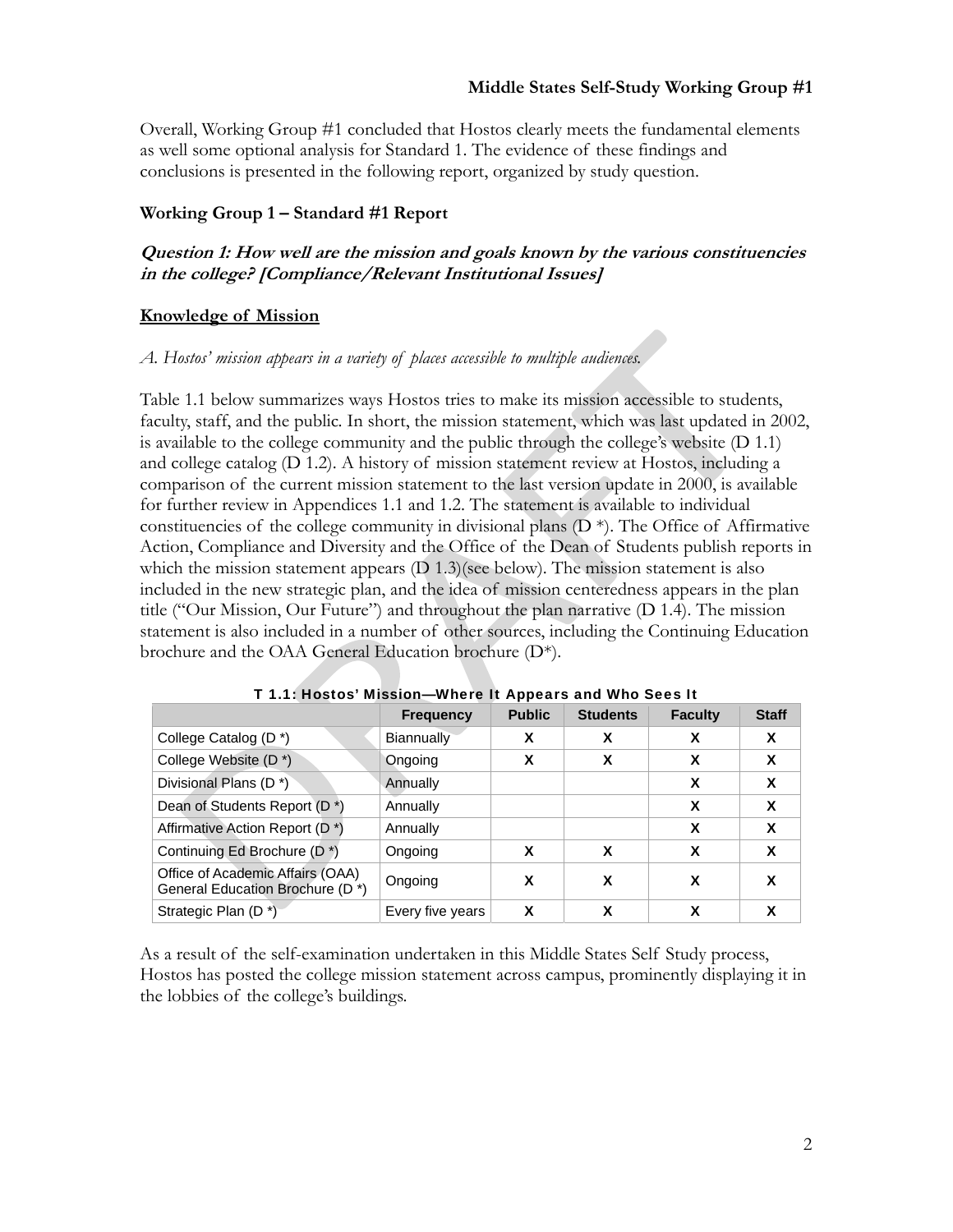Overall, Working Group #1 concluded that Hostos clearly meets the fundamental elements as well some optional analysis for Standard 1. The evidence of these findings and conclusions is presented in the following report, organized by study question.

**Working Group 1 – Standard #1 Report**

***Question 1: How well are the mission and goals known by the various constituencies in the college? [Compliance/Relevant Institutional Issues]***

**Knowledge of Mission**

*A. Hostos' mission appears in a variety of places accessible to multiple audiences.*

Table 1.1 below summarizes ways Hostos tries to make its mission accessible to students, faculty, staff, and the public. In short, the mission statement, which was last updated in 2002, is available to the college community and the public through the college's website (D 1.1) and college catalog (D 1.2). A history of mission statement review at Hostos, including a comparison of the current mission statement to the last version update in 2000, is available for further review in Appendices 1.1 and 1.2. The statement is available to individual constituencies of the college community in divisional plans (D *). The Office of Affirmative Action, Compliance and Diversity and the Office of the Dean of Students publish reports in which the mission statement appears (D 1.3)(see below). The mission statement is also included in the new strategic plan, and the idea of mission centeredness appears in the plan title ("Our Mission, Our Future") and throughout the plan narrative (D 1.4). The mission statement is also included in a number of other sources, including the Continuing Education brochure and the OAA General Education brochure (D*).

**T 1.1: Hostos' Mission—Where It Appears and Who Sees It**

| | Frequency | Public | Students | Faculty | Staff |
|---|---|---|---|---|---|
| College Catalog (D *) | Biannually | X | X | X | X |
| College Website (D *) | Ongoing | X | X | X | X |
| Divisional Plans (D *) | Annually | | | X | X |
| Dean of Students Report (D *) | Annually | | | X | X |
| Affirmative Action Report (D *) | Annually | | | X | X |
| Continuing Ed Brochure (D *) | Ongoing | X | X | X | X |
| Office of Academic Affairs (OAA) General Education Brochure (D *) | Ongoing | X | X | X | X |
| Strategic Plan (D *) | Every five years | X | X | X | X |

As a result of the self-examination undertaken in this Middle States Self Study process, Hostos has posted the college mission statement across campus, prominently displaying it in the lobbies of the college's buildings.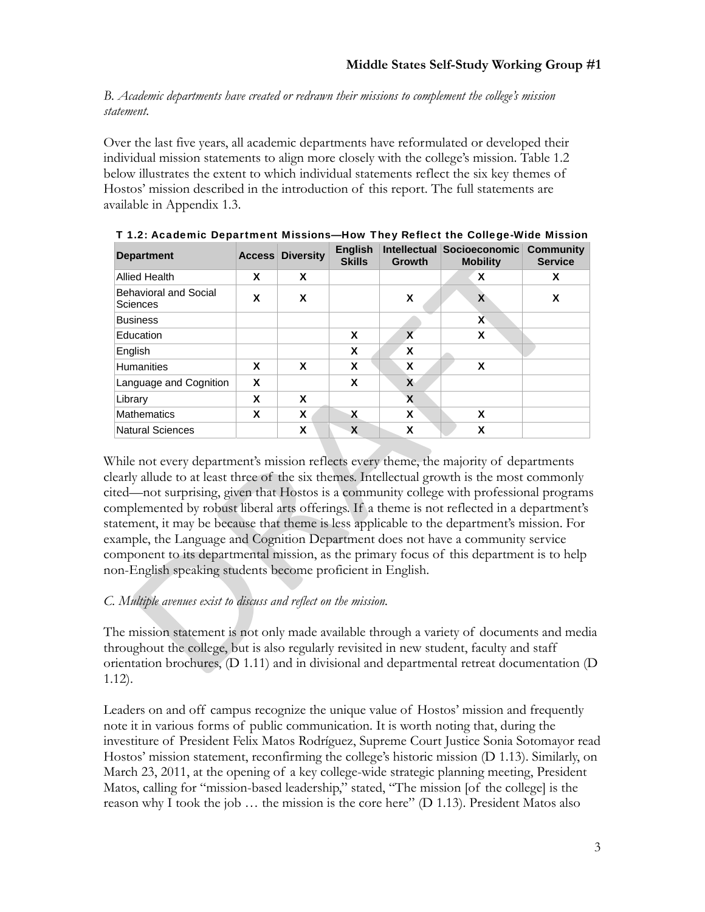*B. Academic departments have created or redrawn their missions to complement the college's mission statement.*

Over the last five years, all academic departments have reformulated or developed their individual mission statements to align more closely with the college's mission. Table 1.2 below illustrates the extent to which individual statements reflect the six key themes of Hostos' mission described in the introduction of this report. The full statements are available in Appendix 1.3.

**T 1.2: Academic Department Missions—How They Reflect the College-Wide Mission**

| Department | Access | Diversity | English Skills | Intellectual Growth | Socioeconomic Mobility | Community Service |
|---|---|---|---|---|---|---|
| Allied Health | X | X | | | X | X |
| Behavioral and Social Sciences | X | X | | X | X | X |
| Business | | | | | X | |
| Education | | | X | X | X | |
| English | | | X | X | | |
| Humanities | X | X | X | X | X | |
| Language and Cognition | X | | X | X | | |
| Library | X | X | | X | | |
| Mathematics | X | X | X | X | X | |
| Natural Sciences | | X | X | X | X | |

While not every department's mission reflects every theme, the majority of departments clearly allude to at least three of the six themes. Intellectual growth is the most commonly cited—not surprising, given that Hostos is a community college with professional programs complemented by robust liberal arts offerings. If a theme is not reflected in a department's statement, it may be because that theme is less applicable to the department's mission. For example, the Language and Cognition Department does not have a community service component to its departmental mission, as the primary focus of this department is to help non-English speaking students become proficient in English.

*C. Multiple avenues exist to discuss and reflect on the mission.*

The mission statement is not only made available through a variety of documents and media throughout the college, but is also regularly revisited in new student, faculty and staff orientation brochures, (D 1.11) and in divisional and departmental retreat documentation (D 1.12).

Leaders on and off campus recognize the unique value of Hostos' mission and frequently note it in various forms of public communication. It is worth noting that, during the investiture of President Felix Matos Rodríguez, Supreme Court Justice Sonia Sotomayor read Hostos' mission statement, reconfirming the college's historic mission (D 1.13). Similarly, on March 23, 2011, at the opening of a key college-wide strategic planning meeting, President Matos, calling for "mission-based leadership," stated, "The mission [of the college] is the reason why I took the job … the mission is the core here" (D 1.13). President Matos also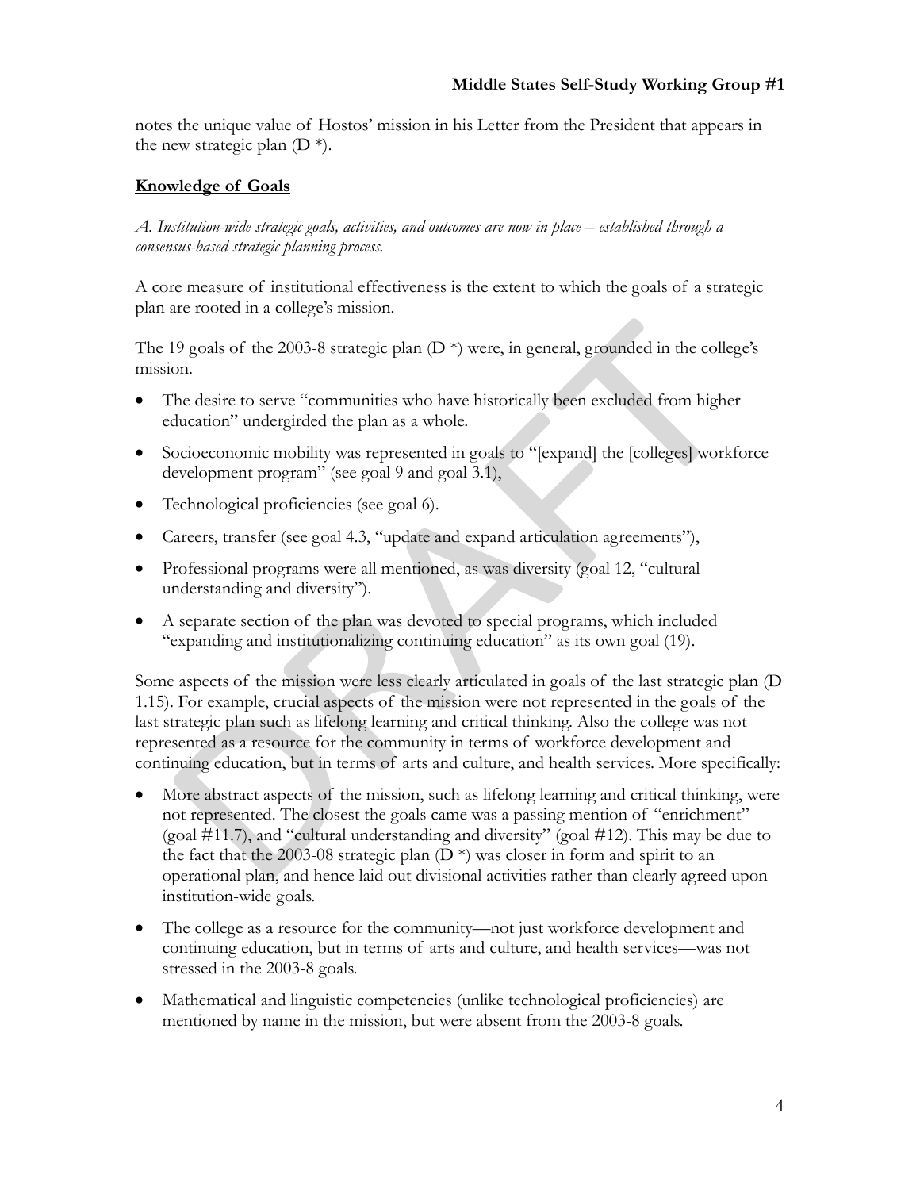notes the unique value of Hostos' mission in his Letter from the President that appears in the new strategic plan (D *).

## Knowledge of Goals

*A. Institution-wide strategic goals, activities, and outcomes are now in place – established through a consensus-based strategic planning process.*

A core measure of institutional effectiveness is the extent to which the goals of a strategic plan are rooted in a college's mission.

The 19 goals of the 2003-8 strategic plan (D *) were, in general, grounded in the college's mission.

- The desire to serve "communities who have historically been excluded from higher education" undergirded the plan as a whole.
- Socioeconomic mobility was represented in goals to "[expand] the [colleges] workforce development program" (see goal 9 and goal 3.1),
- Technological proficiencies (see goal 6).
- Careers, transfer (see goal 4.3, "update and expand articulation agreements"),
- Professional programs were all mentioned, as was diversity (goal 12, "cultural understanding and diversity").
- A separate section of the plan was devoted to special programs, which included "expanding and institutionalizing continuing education" as its own goal (19).

Some aspects of the mission were less clearly articulated in goals of the last strategic plan (D 1.15). For example, crucial aspects of the mission were not represented in the goals of the last strategic plan such as lifelong learning and critical thinking. Also the college was not represented as a resource for the community in terms of workforce development and continuing education, but in terms of arts and culture, and health services. More specifically:

- More abstract aspects of the mission, such as lifelong learning and critical thinking, were not represented. The closest the goals came was a passing mention of "enrichment" (goal #11.7), and "cultural understanding and diversity" (goal #12). This may be due to the fact that the 2003-08 strategic plan (D *) was closer in form and spirit to an operational plan, and hence laid out divisional activities rather than clearly agreed upon institution-wide goals.
- The college as a resource for the community—not just workforce development and continuing education, but in terms of arts and culture, and health services—was not stressed in the 2003-8 goals.
- Mathematical and linguistic competencies (unlike technological proficiencies) are mentioned by name in the mission, but were absent from the 2003-8 goals.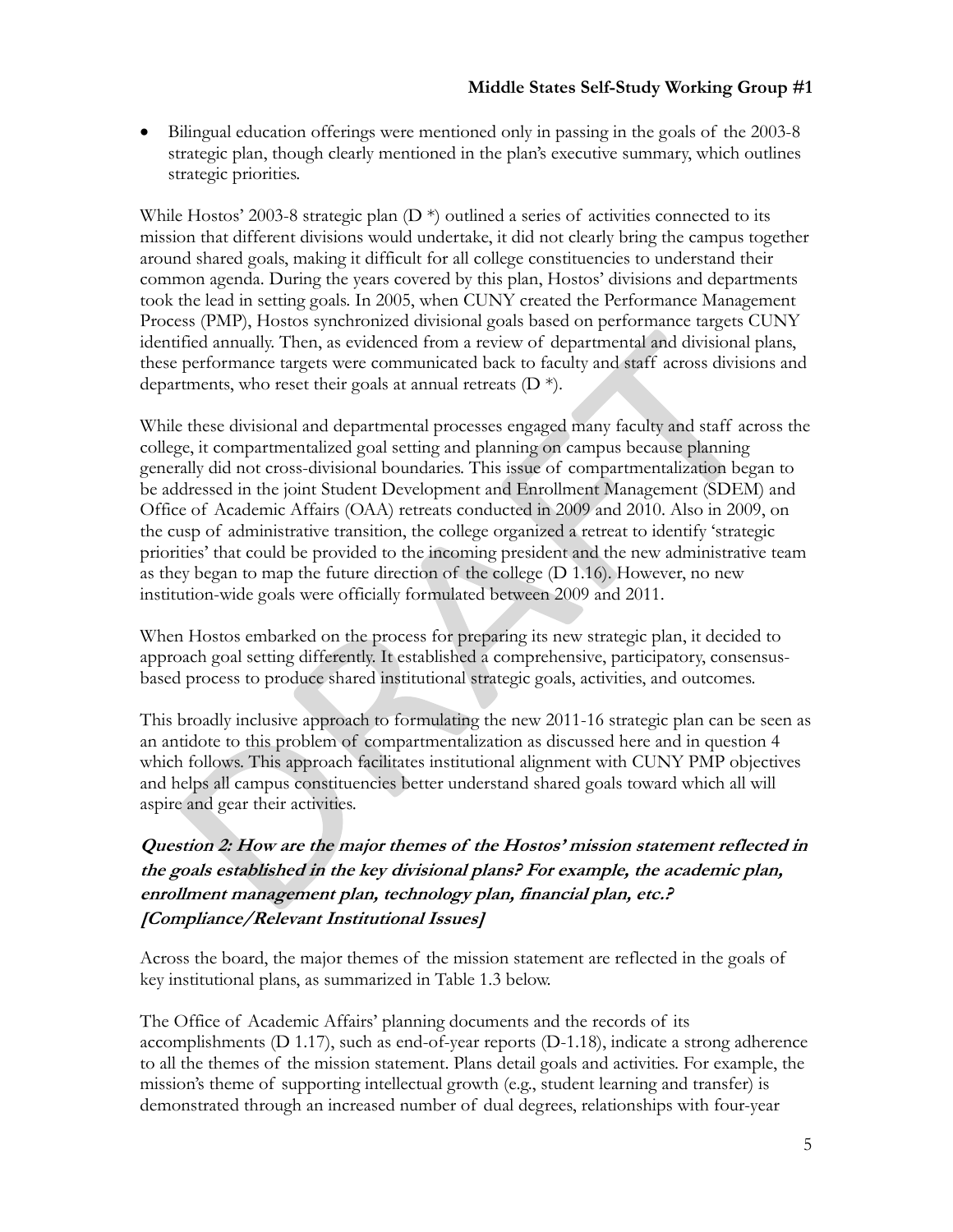- Bilingual education offerings were mentioned only in passing in the goals of the 2003-8 strategic plan, though clearly mentioned in the plan's executive summary, which outlines strategic priorities.

While Hostos' 2003-8 strategic plan (D *) outlined a series of activities connected to its mission that different divisions would undertake, it did not clearly bring the campus together around shared goals, making it difficult for all college constituencies to understand their common agenda. During the years covered by this plan, Hostos' divisions and departments took the lead in setting goals. In 2005, when CUNY created the Performance Management Process (PMP), Hostos synchronized divisional goals based on performance targets CUNY identified annually. Then, as evidenced from a review of departmental and divisional plans, these performance targets were communicated back to faculty and staff across divisions and departments, who reset their goals at annual retreats (D *).

While these divisional and departmental processes engaged many faculty and staff across the college, it compartmentalized goal setting and planning on campus because planning generally did not cross-divisional boundaries. This issue of compartmentalization began to be addressed in the joint Student Development and Enrollment Management (SDEM) and Office of Academic Affairs (OAA) retreats conducted in 2009 and 2010. Also in 2009, on the cusp of administrative transition, the college organized a retreat to identify 'strategic priorities' that could be provided to the incoming president and the new administrative team as they began to map the future direction of the college (D 1.16). However, no new institution-wide goals were officially formulated between 2009 and 2011.

When Hostos embarked on the process for preparing its new strategic plan, it decided to approach goal setting differently. It established a comprehensive, participatory, consensus-based process to produce shared institutional strategic goals, activities, and outcomes.

This broadly inclusive approach to formulating the new 2011-16 strategic plan can be seen as an antidote to this problem of compartmentalization as discussed here and in question 4 which follows. This approach facilitates institutional alignment with CUNY PMP objectives and helps all campus constituencies better understand shared goals toward which all will aspire and gear their activities.

### *Question 2: How are the major themes of the Hostos' mission statement reflected in the goals established in the key divisional plans? For example, the academic plan, enrollment management plan, technology plan, financial plan, etc.? [Compliance/Relevant Institutional Issues]*

Across the board, the major themes of the mission statement are reflected in the goals of key institutional plans, as summarized in Table 1.3 below.

The Office of Academic Affairs' planning documents and the records of its accomplishments (D 1.17), such as end-of-year reports (D-1.18), indicate a strong adherence to all the themes of the mission statement. Plans detail goals and activities. For example, the mission's theme of supporting intellectual growth (e.g., student learning and transfer) is demonstrated through an increased number of dual degrees, relationships with four-year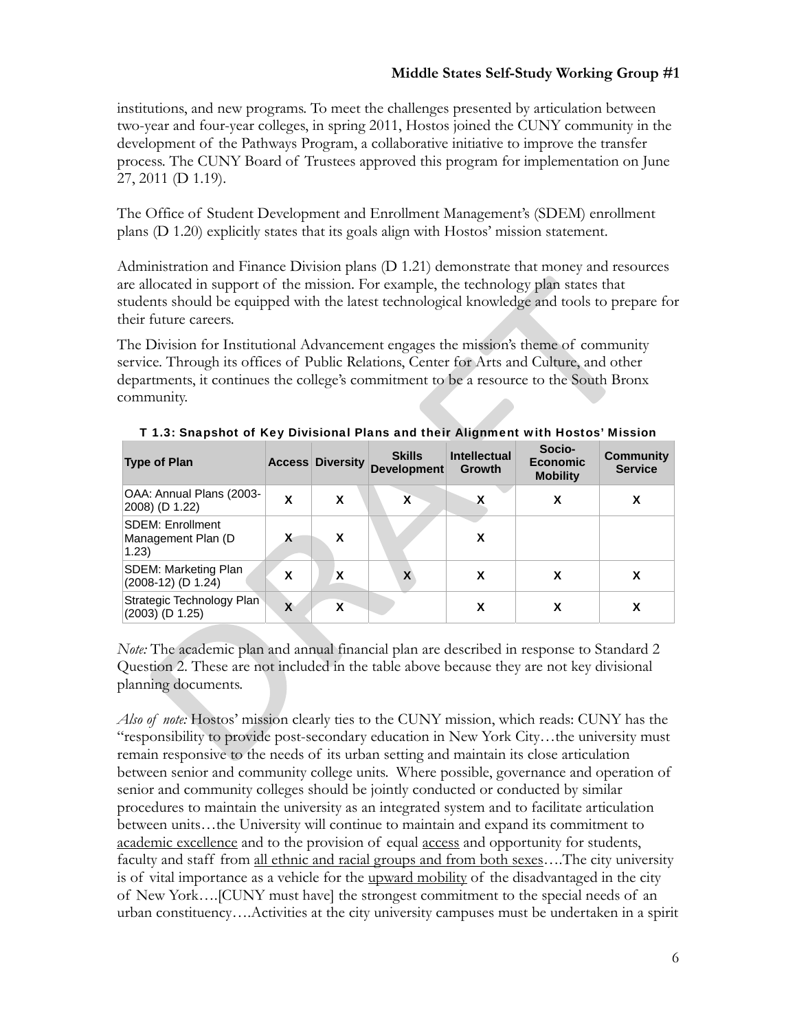institutions, and new programs. To meet the challenges presented by articulation between two-year and four-year colleges, in spring 2011, Hostos joined the CUNY community in the development of the Pathways Program, a collaborative initiative to improve the transfer process. The CUNY Board of Trustees approved this program for implementation on June 27, 2011 (D 1.19).

The Office of Student Development and Enrollment Management's (SDEM) enrollment plans (D 1.20) explicitly states that its goals align with Hostos' mission statement.

Administration and Finance Division plans (D 1.21) demonstrate that money and resources are allocated in support of the mission. For example, the technology plan states that students should be equipped with the latest technological knowledge and tools to prepare for their future careers.

The Division for Institutional Advancement engages the mission's theme of community service. Through its offices of Public Relations, Center for Arts and Culture, and other departments, it continues the college's commitment to be a resource to the South Bronx community.

**T 1.3: Snapshot of Key Divisional Plans and their Alignment with Hostos' Mission**

| Type of Plan | Access | Diversity | Skills Development | Intellectual Growth | Socio-Economic Mobility | Community Service |
|---|---|---|---|---|---|---|
| OAA: Annual Plans (2003-2008) (D 1.22) | X | X | X | X | X | X |
| SDEM: Enrollment Management Plan (D 1.23) | X | X | | X | | |
| SDEM: Marketing Plan (2008-12) (D 1.24) | X | X | X | X | X | X |
| Strategic Technology Plan (2003) (D 1.25) | X | X | | X | X | X |

*Note:* The academic plan and annual financial plan are described in response to Standard 2 Question 2. These are not included in the table above because they are not key divisional planning documents.

*Also of note:* Hostos' mission clearly ties to the CUNY mission, which reads: CUNY has the "responsibility to provide post-secondary education in New York City…the university must remain responsive to the needs of its urban setting and maintain its close articulation between senior and community college units. Where possible, governance and operation of senior and community colleges should be jointly conducted or conducted by similar procedures to maintain the university as an integrated system and to facilitate articulation between units…the University will continue to maintain and expand its commitment to <u>academic excellence</u> and to the provision of equal <u>access</u> and opportunity for students, faculty and staff from <u>all ethnic and racial groups and from both sexes</u>….The city university is of vital importance as a vehicle for the <u>upward mobility</u> of the disadvantaged in the city of New York….[CUNY must have] the strongest commitment to the special needs of an urban constituency….Activities at the city university campuses must be undertaken in a spirit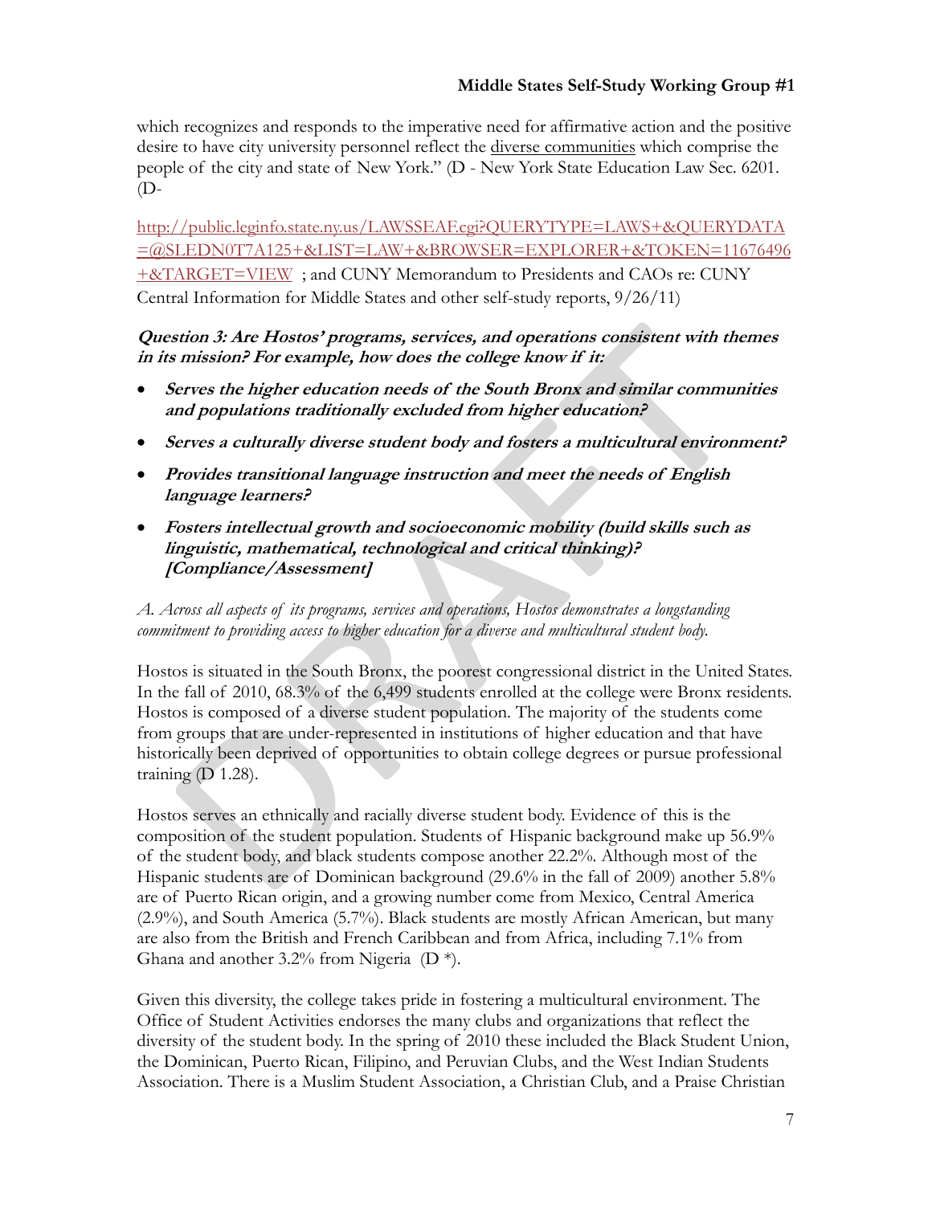which recognizes and responds to the imperative need for affirmative action and the positive desire to have city university personnel reflect the diverse communities which comprise the people of the city and state of New York." (D - New York State Education Law Sec. 6201. (D-

http://public.leginfo.state.ny.us/LAWSSEAF.cgi?QUERYTYPE=LAWS+&QUERYDATA=@SLEDN0T7A125+&LIST=LAW+&BROWSER=EXPLORER+&TOKEN=11676496+&TARGET=VIEW ; and CUNY Memorandum to Presidents and CAOs re: CUNY Central Information for Middle States and other self-study reports, 9/26/11)

***Question 3: Are Hostos' programs, services, and operations consistent with themes in its mission? For example, how does the college know if it:***

- ***Serves the higher education needs of the South Bronx and similar communities and populations traditionally excluded from higher education?***
- ***Serves a culturally diverse student body and fosters a multicultural environment?***
- ***Provides transitional language instruction and meet the needs of English language learners?***
- ***Fosters intellectual growth and socioeconomic mobility (build skills such as linguistic, mathematical, technological and critical thinking)? [Compliance/Assessment]***

*A. Across all aspects of its programs, services and operations, Hostos demonstrates a longstanding commitment to providing access to higher education for a diverse and multicultural student body.*

Hostos is situated in the South Bronx, the poorest congressional district in the United States. In the fall of 2010, 68.3% of the 6,499 students enrolled at the college were Bronx residents. Hostos is composed of a diverse student population. The majority of the students come from groups that are under-represented in institutions of higher education and that have historically been deprived of opportunities to obtain college degrees or pursue professional training (D 1.28).

Hostos serves an ethnically and racially diverse student body. Evidence of this is the composition of the student population. Students of Hispanic background make up 56.9% of the student body, and black students compose another 22.2%. Although most of the Hispanic students are of Dominican background (29.6% in the fall of 2009) another 5.8% are of Puerto Rican origin, and a growing number come from Mexico, Central America (2.9%), and South America (5.7%). Black students are mostly African American, but many are also from the British and French Caribbean and from Africa, including 7.1% from Ghana and another 3.2% from Nigeria (D *).

Given this diversity, the college takes pride in fostering a multicultural environment. The Office of Student Activities endorses the many clubs and organizations that reflect the diversity of the student body. In the spring of 2010 these included the Black Student Union, the Dominican, Puerto Rican, Filipino, and Peruvian Clubs, and the West Indian Students Association. There is a Muslim Student Association, a Christian Club, and a Praise Christian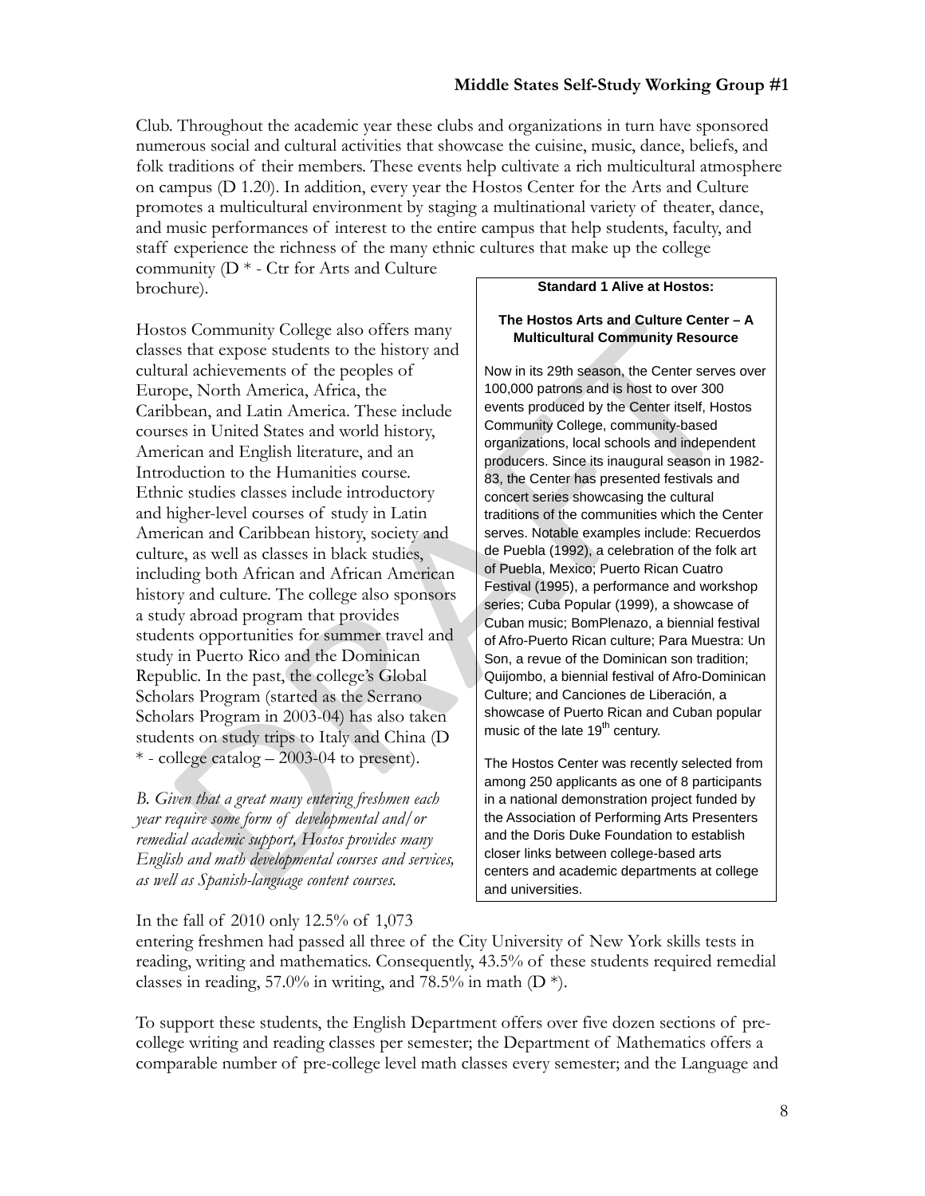Club. Throughout the academic year these clubs and organizations in turn have sponsored numerous social and cultural activities that showcase the cuisine, music, dance, beliefs, and folk traditions of their members. These events help cultivate a rich multicultural atmosphere on campus (D 1.20). In addition, every year the Hostos Center for the Arts and Culture promotes a multicultural environment by staging a multinational variety of theater, dance, and music performances of interest to the entire campus that help students, faculty, and staff experience the richness of the many ethnic cultures that make up the college community (D * - Ctr for Arts and Culture brochure).

Hostos Community College also offers many classes that expose students to the history and cultural achievements of the peoples of Europe, North America, Africa, the Caribbean, and Latin America. These include courses in United States and world history, American and English literature, and an Introduction to the Humanities course. Ethnic studies classes include introductory and higher-level courses of study in Latin American and Caribbean history, society and culture, as well as classes in black studies, including both African and African American history and culture. The college also sponsors a study abroad program that provides students opportunities for summer travel and study in Puerto Rico and the Dominican Republic. In the past, the college's Global Scholars Program (started as the Serrano Scholars Program in 2003-04) has also taken students on study trips to Italy and China (D * - college catalog – 2003-04 to present).

> **Standard 1 Alive at Hostos:**
>
> **The Hostos Arts and Culture Center – A Multicultural Community Resource**
>
> Now in its 29th season, the Center serves over 100,000 patrons and is host to over 300 events produced by the Center itself, Hostos Community College, community-based organizations, local schools and independent producers. Since its inaugural season in 1982-83, the Center has presented festivals and concert series showcasing the cultural traditions of the communities which the Center serves. Notable examples include: Recuerdos de Puebla (1992), a celebration of the folk art of Puebla, Mexico; Puerto Rican Cuatro Festival (1995), a performance and workshop series; Cuba Popular (1999), a showcase of Cuban music; BomPlenazo, a biennial festival of Afro-Puerto Rican culture; Para Muestra: Un Son, a revue of the Dominican son tradition; Quijombo, a biennial festival of Afro-Dominican Culture; and Canciones de Liberación, a showcase of Puerto Rican and Cuban popular music of the late 19th century.
>
> The Hostos Center was recently selected from among 250 applicants as one of 8 participants in a national demonstration project funded by the Association of Performing Arts Presenters and the Doris Duke Foundation to establish closer links between college-based arts centers and academic departments at college and universities.

*B. Given that a great many entering freshmen each year require some form of developmental and/or remedial academic support, Hostos provides many English and math developmental courses and services, as well as Spanish-language content courses.*

In the fall of 2010 only 12.5% of 1,073 entering freshmen had passed all three of the City University of New York skills tests in reading, writing and mathematics. Consequently, 43.5% of these students required remedial classes in reading, 57.0% in writing, and 78.5% in math (D *).

To support these students, the English Department offers over five dozen sections of pre-college writing and reading classes per semester; the Department of Mathematics offers a comparable number of pre-college level math classes every semester; and the Language and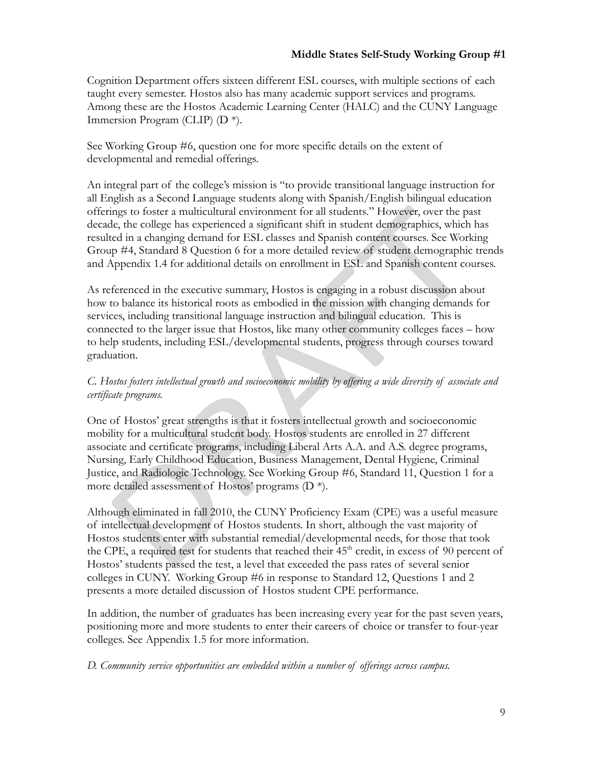Cognition Department offers sixteen different ESL courses, with multiple sections of each taught every semester. Hostos also has many academic support services and programs. Among these are the Hostos Academic Learning Center (HALC) and the CUNY Language Immersion Program (CLIP) (D *).

See Working Group #6, question one for more specific details on the extent of developmental and remedial offerings.

An integral part of the college's mission is "to provide transitional language instruction for all English as a Second Language students along with Spanish/English bilingual education offerings to foster a multicultural environment for all students." However, over the past decade, the college has experienced a significant shift in student demographics, which has resulted in a changing demand for ESL classes and Spanish content courses. See Working Group #4, Standard 8 Question 6 for a more detailed review of student demographic trends and Appendix 1.4 for additional details on enrollment in ESL and Spanish content courses.

As referenced in the executive summary, Hostos is engaging in a robust discussion about how to balance its historical roots as embodied in the mission with changing demands for services, including transitional language instruction and bilingual education. This is connected to the larger issue that Hostos, like many other community colleges faces – how to help students, including ESL/developmental students, progress through courses toward graduation.

*C. Hostos fosters intellectual growth and socioeconomic mobility by offering a wide diversity of associate and certificate programs.*

One of Hostos' great strengths is that it fosters intellectual growth and socioeconomic mobility for a multicultural student body. Hostos students are enrolled in 27 different associate and certificate programs, including Liberal Arts A.A. and A.S. degree programs, Nursing, Early Childhood Education, Business Management, Dental Hygiene, Criminal Justice, and Radiologic Technology. See Working Group #6, Standard 11, Question 1 for a more detailed assessment of Hostos' programs (D *).

Although eliminated in fall 2010, the CUNY Proficiency Exam (CPE) was a useful measure of intellectual development of Hostos students. In short, although the vast majority of Hostos students enter with substantial remedial/developmental needs, for those that took the CPE, a required test for students that reached their 45th credit, in excess of 90 percent of Hostos' students passed the test, a level that exceeded the pass rates of several senior colleges in CUNY. Working Group #6 in response to Standard 12, Questions 1 and 2 presents a more detailed discussion of Hostos student CPE performance.

In addition, the number of graduates has been increasing every year for the past seven years, positioning more and more students to enter their careers of choice or transfer to four-year colleges. See Appendix 1.5 for more information.

*D. Community service opportunities are embedded within a number of offerings across campus.*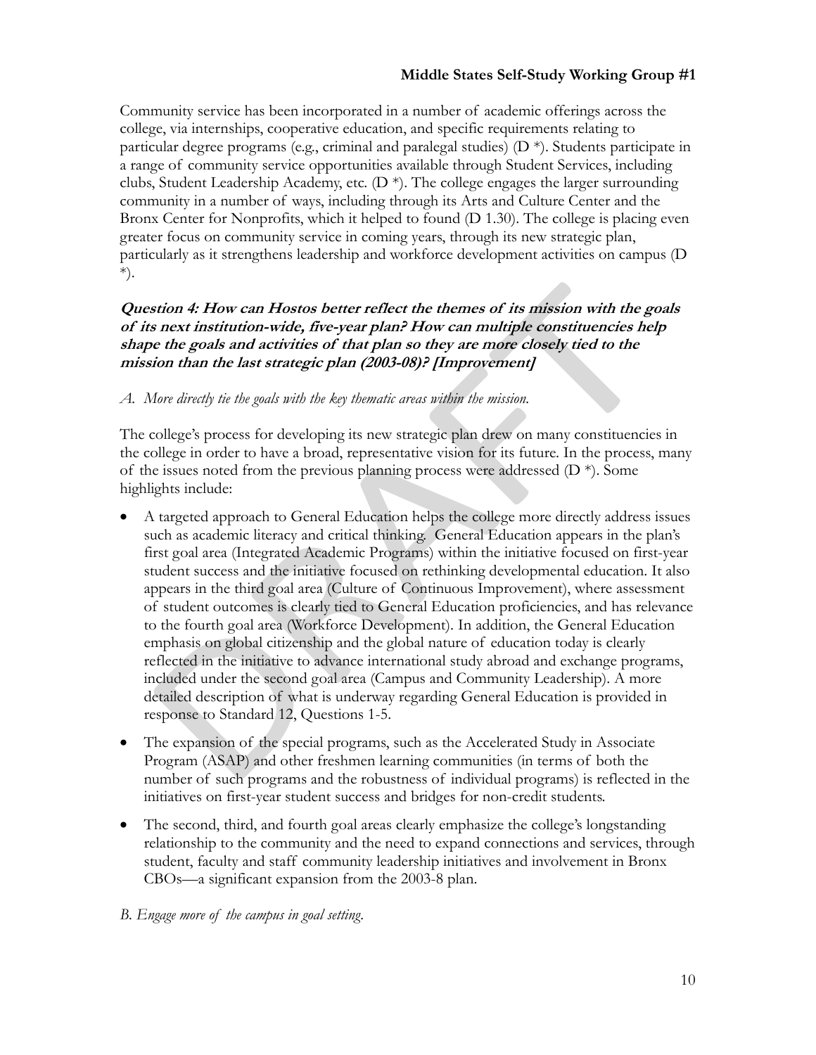Community service has been incorporated in a number of academic offerings across the college, via internships, cooperative education, and specific requirements relating to particular degree programs (e.g., criminal and paralegal studies) (D *). Students participate in a range of community service opportunities available through Student Services, including clubs, Student Leadership Academy, etc. (D *). The college engages the larger surrounding community in a number of ways, including through its Arts and Culture Center and the Bronx Center for Nonprofits, which it helped to found (D 1.30). The college is placing even greater focus on community service in coming years, through its new strategic plan, particularly as it strengthens leadership and workforce development activities on campus (D *).

***Question 4: How can Hostos better reflect the themes of its mission with the goals of its next institution-wide, five-year plan? How can multiple constituencies help shape the goals and activities of that plan so they are more closely tied to the mission than the last strategic plan (2003-08)? [Improvement]***

*A. More directly tie the goals with the key thematic areas within the mission.*

The college's process for developing its new strategic plan drew on many constituencies in the college in order to have a broad, representative vision for its future. In the process, many of the issues noted from the previous planning process were addressed (D *). Some highlights include:

- A targeted approach to General Education helps the college more directly address issues such as academic literacy and critical thinking. General Education appears in the plan's first goal area (Integrated Academic Programs) within the initiative focused on first-year student success and the initiative focused on rethinking developmental education. It also appears in the third goal area (Culture of Continuous Improvement), where assessment of student outcomes is clearly tied to General Education proficiencies, and has relevance to the fourth goal area (Workforce Development). In addition, the General Education emphasis on global citizenship and the global nature of education today is clearly reflected in the initiative to advance international study abroad and exchange programs, included under the second goal area (Campus and Community Leadership). A more detailed description of what is underway regarding General Education is provided in response to Standard 12, Questions 1-5.

- The expansion of the special programs, such as the Accelerated Study in Associate Program (ASAP) and other freshmen learning communities (in terms of both the number of such programs and the robustness of individual programs) is reflected in the initiatives on first-year student success and bridges for non-credit students.

- The second, third, and fourth goal areas clearly emphasize the college's longstanding relationship to the community and the need to expand connections and services, through student, faculty and staff community leadership initiatives and involvement in Bronx CBOs—a significant expansion from the 2003-8 plan.

*B. Engage more of the campus in goal setting.*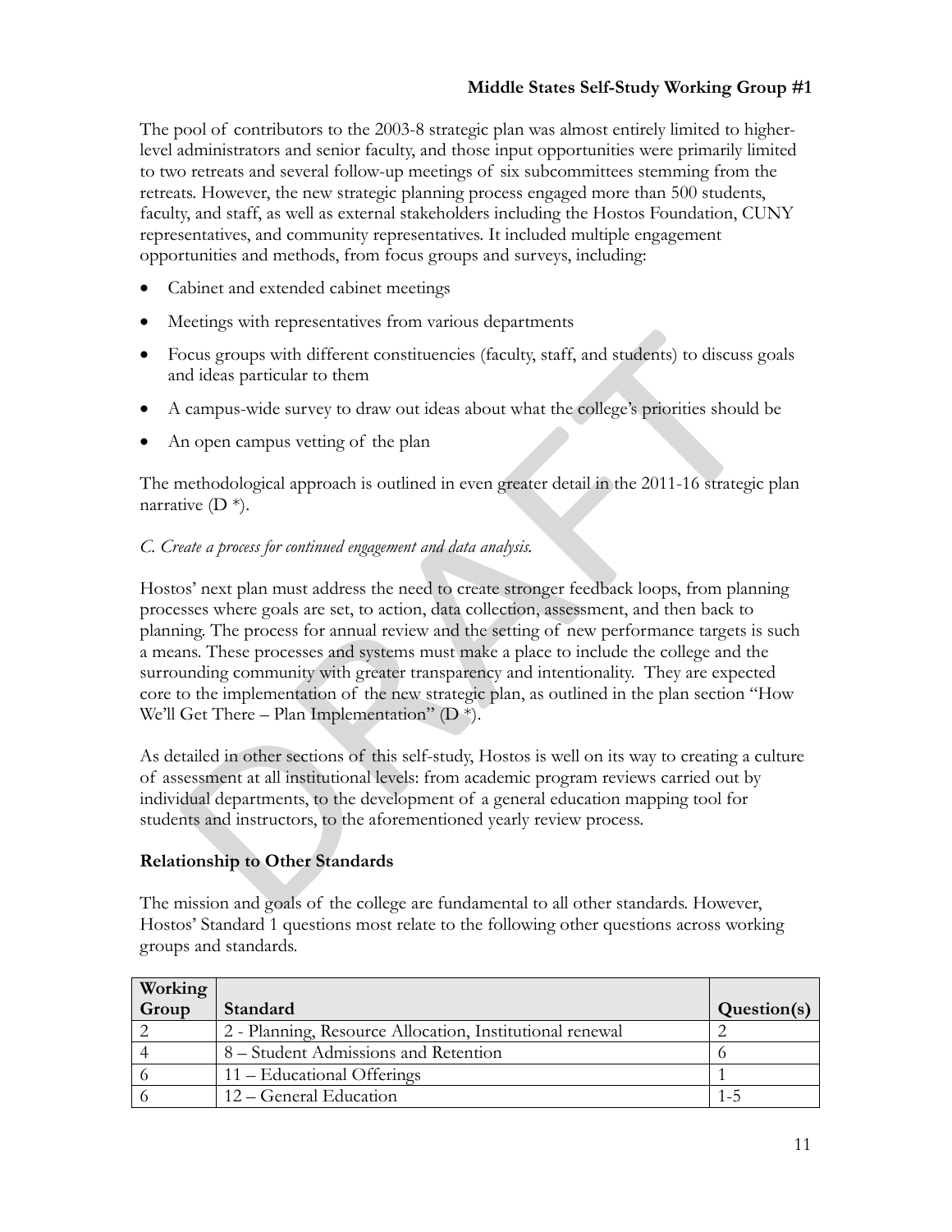The pool of contributors to the 2003-8 strategic plan was almost entirely limited to higher-level administrators and senior faculty, and those input opportunities were primarily limited to two retreats and several follow-up meetings of six subcommittees stemming from the retreats. However, the new strategic planning process engaged more than 500 students, faculty, and staff, as well as external stakeholders including the Hostos Foundation, CUNY representatives, and community representatives. It included multiple engagement opportunities and methods, from focus groups and surveys, including:

- Cabinet and extended cabinet meetings
- Meetings with representatives from various departments
- Focus groups with different constituencies (faculty, staff, and students) to discuss goals and ideas particular to them
- A campus-wide survey to draw out ideas about what the college's priorities should be
- An open campus vetting of the plan

The methodological approach is outlined in even greater detail in the 2011-16 strategic plan narrative (D *).

*C. Create a process for continued engagement and data analysis.*

Hostos' next plan must address the need to create stronger feedback loops, from planning processes where goals are set, to action, data collection, assessment, and then back to planning. The process for annual review and the setting of new performance targets is such a means. These processes and systems must make a place to include the college and the surrounding community with greater transparency and intentionality. They are expected core to the implementation of the new strategic plan, as outlined in the plan section "How We'll Get There – Plan Implementation" (D *).

As detailed in other sections of this self-study, Hostos is well on its way to creating a culture of assessment at all institutional levels: from academic program reviews carried out by individual departments, to the development of a general education mapping tool for students and instructors, to the aforementioned yearly review process.

## Relationship to Other Standards

The mission and goals of the college are fundamental to all other standards. However, Hostos' Standard 1 questions most relate to the following other questions across working groups and standards.

| Working Group | Standard | Question(s) |
|---|---|---|
| 2 | 2 - Planning, Resource Allocation, Institutional renewal | 2 |
| 4 | 8 – Student Admissions and Retention | 6 |
| 6 | 11 – Educational Offerings | 1 |
| 6 | 12 – General Education | 1-5 |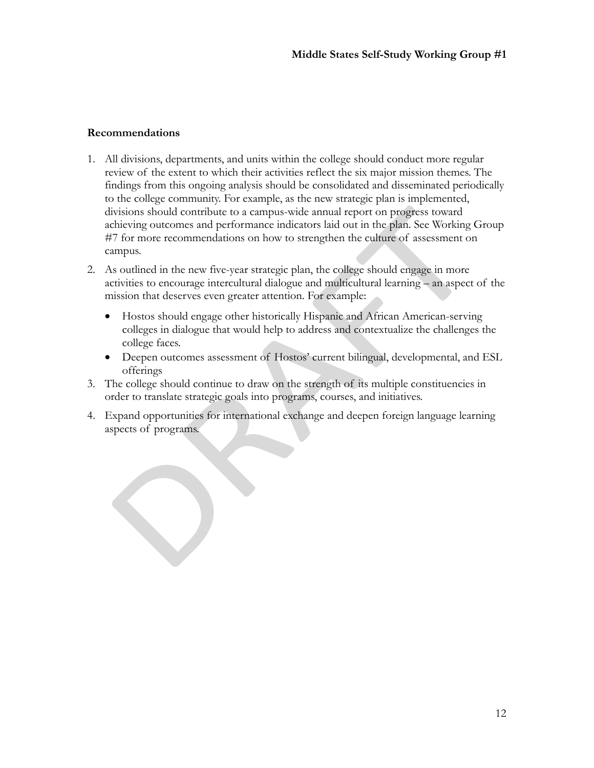**Recommendations**

1. All divisions, departments, and units within the college should conduct more regular review of the extent to which their activities reflect the six major mission themes. The findings from this ongoing analysis should be consolidated and disseminated periodically to the college community. For example, as the new strategic plan is implemented, divisions should contribute to a campus-wide annual report on progress toward achieving outcomes and performance indicators laid out in the plan. See Working Group #7 for more recommendations on how to strengthen the culture of assessment on campus.

2. As outlined in the new five-year strategic plan, the college should engage in more activities to encourage intercultural dialogue and multicultural learning – an aspect of the mission that deserves even greater attention. For example:

   - Hostos should engage other historically Hispanic and African American-serving colleges in dialogue that would help to address and contextualize the challenges the college faces.
   - Deepen outcomes assessment of Hostos' current bilingual, developmental, and ESL offerings

3. The college should continue to draw on the strength of its multiple constituencies in order to translate strategic goals into programs, courses, and initiatives.

4. Expand opportunities for international exchange and deepen foreign language learning aspects of programs.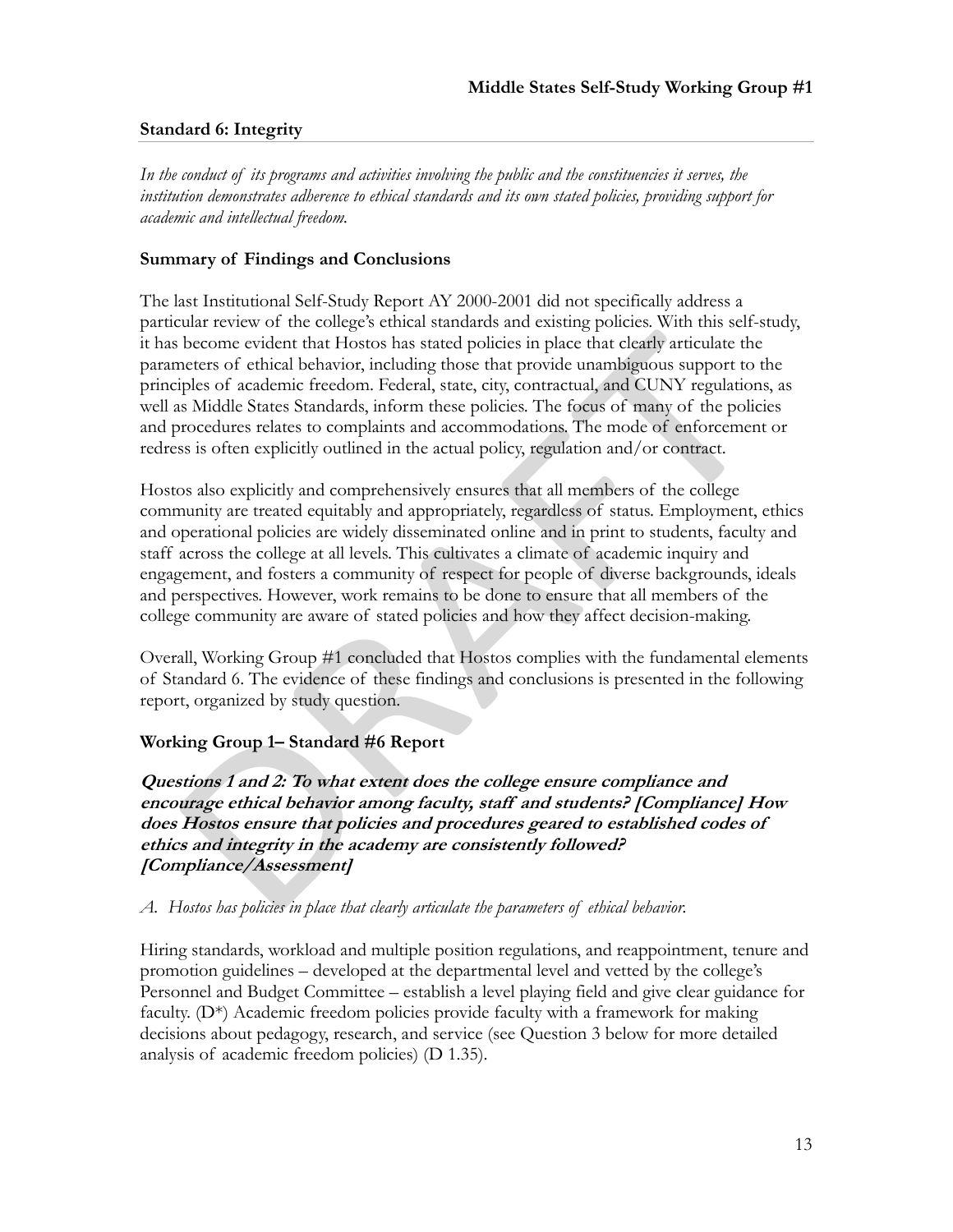## Standard 6: Integrity

*In the conduct of its programs and activities involving the public and the constituencies it serves, the institution demonstrates adherence to ethical standards and its own stated policies, providing support for academic and intellectual freedom.*

### Summary of Findings and Conclusions

The last Institutional Self-Study Report AY 2000-2001 did not specifically address a particular review of the college's ethical standards and existing policies. With this self-study, it has become evident that Hostos has stated policies in place that clearly articulate the parameters of ethical behavior, including those that provide unambiguous support to the principles of academic freedom. Federal, state, city, contractual, and CUNY regulations, as well as Middle States Standards, inform these policies. The focus of many of the policies and procedures relates to complaints and accommodations. The mode of enforcement or redress is often explicitly outlined in the actual policy, regulation and/or contract.

Hostos also explicitly and comprehensively ensures that all members of the college community are treated equitably and appropriately, regardless of status. Employment, ethics and operational policies are widely disseminated online and in print to students, faculty and staff across the college at all levels. This cultivates a climate of academic inquiry and engagement, and fosters a community of respect for people of diverse backgrounds, ideals and perspectives. However, work remains to be done to ensure that all members of the college community are aware of stated policies and how they affect decision-making.

Overall, Working Group #1 concluded that Hostos complies with the fundamental elements of Standard 6. The evidence of these findings and conclusions is presented in the following report, organized by study question.

### Working Group 1– Standard #6 Report

***Questions 1 and 2: To what extent does the college ensure compliance and encourage ethical behavior among faculty, staff and students? [Compliance] How does Hostos ensure that policies and procedures geared to established codes of ethics and integrity in the academy are consistently followed? [Compliance/Assessment]***

*A. Hostos has policies in place that clearly articulate the parameters of ethical behavior.*

Hiring standards, workload and multiple position regulations, and reappointment, tenure and promotion guidelines – developed at the departmental level and vetted by the college's Personnel and Budget Committee – establish a level playing field and give clear guidance for faculty. (D*) Academic freedom policies provide faculty with a framework for making decisions about pedagogy, research, and service (see Question 3 below for more detailed analysis of academic freedom policies) (D 1.35).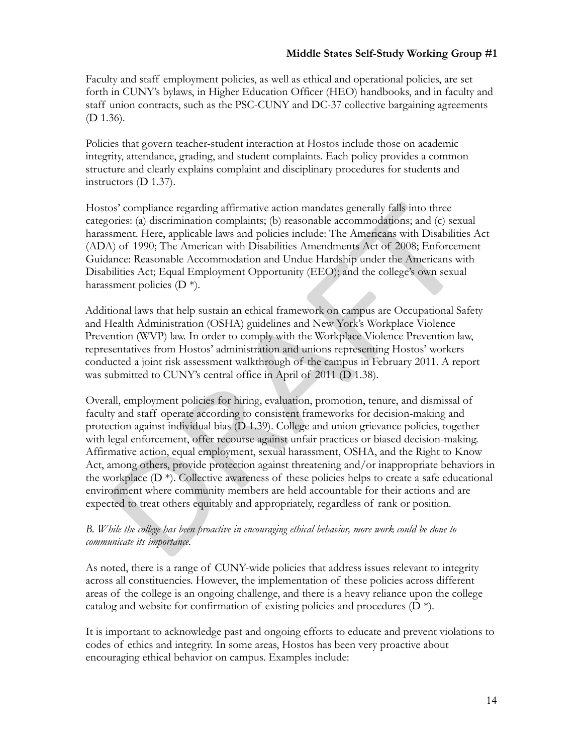Faculty and staff employment policies, as well as ethical and operational policies, are set forth in CUNY's bylaws, in Higher Education Officer (HEO) handbooks, and in faculty and staff union contracts, such as the PSC-CUNY and DC-37 collective bargaining agreements (D 1.36).

Policies that govern teacher-student interaction at Hostos include those on academic integrity, attendance, grading, and student complaints. Each policy provides a common structure and clearly explains complaint and disciplinary procedures for students and instructors (D 1.37).

Hostos' compliance regarding affirmative action mandates generally falls into three categories: (a) discrimination complaints; (b) reasonable accommodations; and (c) sexual harassment. Here, applicable laws and policies include: The Americans with Disabilities Act (ADA) of 1990; The American with Disabilities Amendments Act of 2008; Enforcement Guidance: Reasonable Accommodation and Undue Hardship under the Americans with Disabilities Act; Equal Employment Opportunity (EEO); and the college's own sexual harassment policies (D *).

Additional laws that help sustain an ethical framework on campus are Occupational Safety and Health Administration (OSHA) guidelines and New York's Workplace Violence Prevention (WVP) law. In order to comply with the Workplace Violence Prevention law, representatives from Hostos' administration and unions representing Hostos' workers conducted a joint risk assessment walkthrough of the campus in February 2011. A report was submitted to CUNY's central office in April of 2011 (D 1.38).

Overall, employment policies for hiring, evaluation, promotion, tenure, and dismissal of faculty and staff operate according to consistent frameworks for decision-making and protection against individual bias (D 1.39). College and union grievance policies, together with legal enforcement, offer recourse against unfair practices or biased decision-making. Affirmative action, equal employment, sexual harassment, OSHA, and the Right to Know Act, among others, provide protection against threatening and/or inappropriate behaviors in the workplace (D *). Collective awareness of these policies helps to create a safe educational environment where community members are held accountable for their actions and are expected to treat others equitably and appropriately, regardless of rank or position.

*B. While the college has been proactive in encouraging ethical behavior, more work could be done to communicate its importance.*

As noted, there is a range of CUNY-wide policies that address issues relevant to integrity across all constituencies. However, the implementation of these policies across different areas of the college is an ongoing challenge, and there is a heavy reliance upon the college catalog and website for confirmation of existing policies and procedures (D *).

It is important to acknowledge past and ongoing efforts to educate and prevent violations to codes of ethics and integrity. In some areas, Hostos has been very proactive about encouraging ethical behavior on campus. Examples include: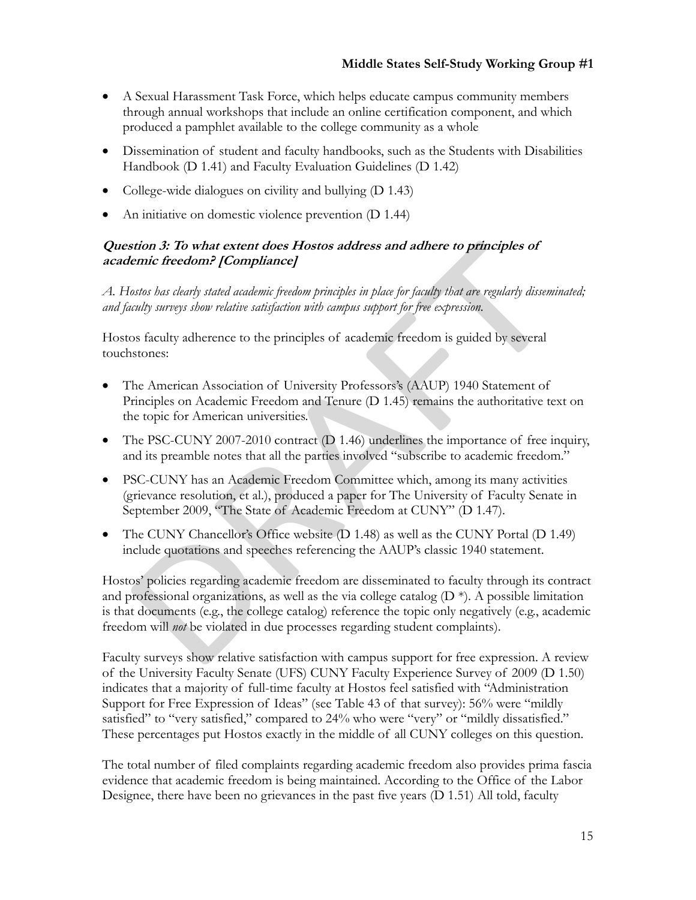- A Sexual Harassment Task Force, which helps educate campus community members through annual workshops that include an online certification component, and which produced a pamphlet available to the college community as a whole
- Dissemination of student and faculty handbooks, such as the Students with Disabilities Handbook (D 1.41) and Faculty Evaluation Guidelines (D 1.42)
- College-wide dialogues on civility and bullying (D 1.43)
- An initiative on domestic violence prevention (D 1.44)

### *Question 3: To what extent does Hostos address and adhere to principles of academic freedom? [Compliance]*

*A. Hostos has clearly stated academic freedom principles in place for faculty that are regularly disseminated; and faculty surveys show relative satisfaction with campus support for free expression.*

Hostos faculty adherence to the principles of academic freedom is guided by several touchstones:

- The American Association of University Professors's (AAUP) 1940 Statement of Principles on Academic Freedom and Tenure (D 1.45) remains the authoritative text on the topic for American universities.
- The PSC-CUNY 2007-2010 contract (D 1.46) underlines the importance of free inquiry, and its preamble notes that all the parties involved "subscribe to academic freedom."
- PSC-CUNY has an Academic Freedom Committee which, among its many activities (grievance resolution, et al.), produced a paper for The University of Faculty Senate in September 2009, "The State of Academic Freedom at CUNY" (D 1.47).
- The CUNY Chancellor's Office website (D 1.48) as well as the CUNY Portal (D 1.49) include quotations and speeches referencing the AAUP's classic 1940 statement.

Hostos' policies regarding academic freedom are disseminated to faculty through its contract and professional organizations, as well as the via college catalog (D *). A possible limitation is that documents (e.g., the college catalog) reference the topic only negatively (e.g., academic freedom will *not* be violated in due processes regarding student complaints).

Faculty surveys show relative satisfaction with campus support for free expression. A review of the University Faculty Senate (UFS) CUNY Faculty Experience Survey of 2009 (D 1.50) indicates that a majority of full-time faculty at Hostos feel satisfied with "Administration Support for Free Expression of Ideas" (see Table 43 of that survey): 56% were "mildly satisfied" to "very satisfied," compared to 24% who were "very" or "mildly dissatisfied." These percentages put Hostos exactly in the middle of all CUNY colleges on this question.

The total number of filed complaints regarding academic freedom also provides prima fascia evidence that academic freedom is being maintained. According to the Office of the Labor Designee, there have been no grievances in the past five years (D 1.51) All told, faculty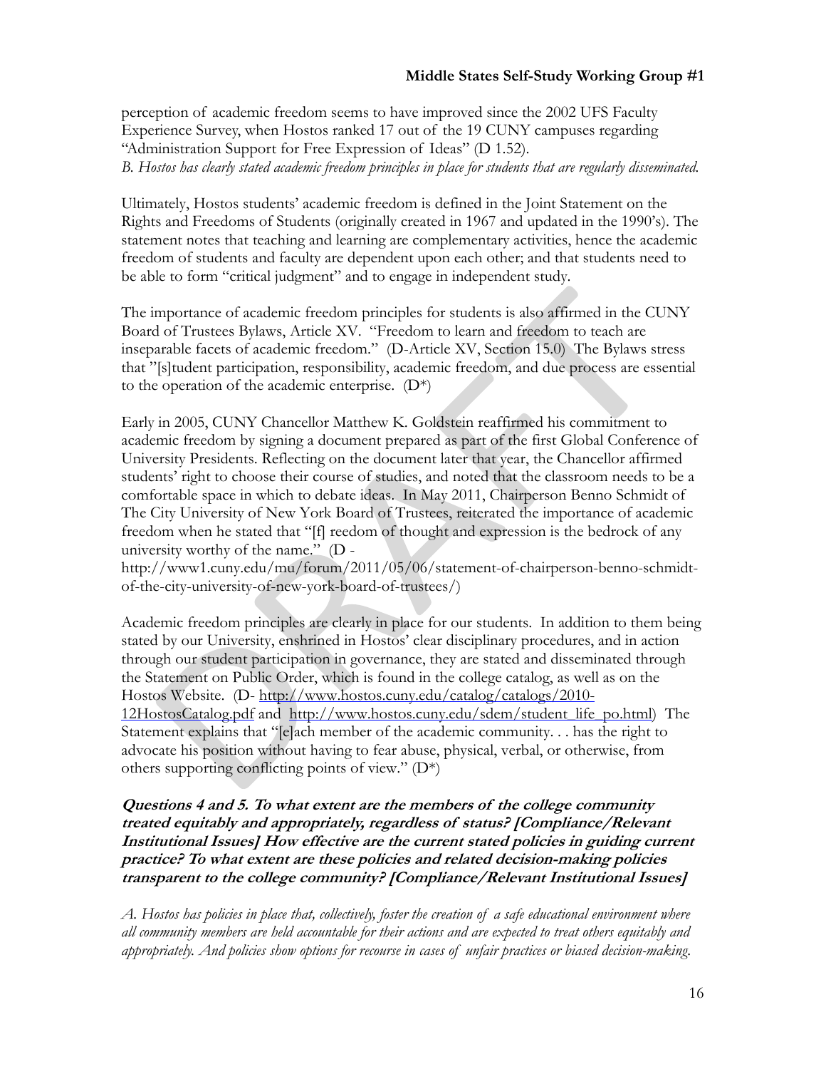perception of academic freedom seems to have improved since the 2002 UFS Faculty Experience Survey, when Hostos ranked 17 out of the 19 CUNY campuses regarding "Administration Support for Free Expression of Ideas" (D 1.52).

*B. Hostos has clearly stated academic freedom principles in place for students that are regularly disseminated.*

Ultimately, Hostos students' academic freedom is defined in the Joint Statement on the Rights and Freedoms of Students (originally created in 1967 and updated in the 1990's). The statement notes that teaching and learning are complementary activities, hence the academic freedom of students and faculty are dependent upon each other; and that students need to be able to form "critical judgment" and to engage in independent study.

The importance of academic freedom principles for students is also affirmed in the CUNY Board of Trustees Bylaws, Article XV. "Freedom to learn and freedom to teach are inseparable facets of academic freedom." (D-Article XV, Section 15.0) The Bylaws stress that "[s]tudent participation, responsibility, academic freedom, and due process are essential to the operation of the academic enterprise. (D*)

Early in 2005, CUNY Chancellor Matthew K. Goldstein reaffirmed his commitment to academic freedom by signing a document prepared as part of the first Global Conference of University Presidents. Reflecting on the document later that year, the Chancellor affirmed students' right to choose their course of studies, and noted that the classroom needs to be a comfortable space in which to debate ideas. In May 2011, Chairperson Benno Schmidt of The City University of New York Board of Trustees, reiterated the importance of academic freedom when he stated that "[f] reedom of thought and expression is the bedrock of any university worthy of the name." (D - http://www1.cuny.edu/mu/forum/2011/05/06/statement-of-chairperson-benno-schmidt-of-the-city-university-of-new-york-board-of-trustees/)

Academic freedom principles are clearly in place for our students. In addition to them being stated by our University, enshrined in Hostos' clear disciplinary procedures, and in action through our student participation in governance, they are stated and disseminated through the Statement on Public Order, which is found in the college catalog, as well as on the Hostos Website. (D- http://www.hostos.cuny.edu/catalog/catalogs/2010-12HostosCatalog.pdf and http://www.hostos.cuny.edu/sdem/student_life_po.html) The Statement explains that "[e]ach member of the academic community. . . has the right to advocate his position without having to fear abuse, physical, verbal, or otherwise, from others supporting conflicting points of view." (D*)

***Questions 4 and 5. To what extent are the members of the college community treated equitably and appropriately, regardless of status? [Compliance/Relevant Institutional Issues] How effective are the current stated policies in guiding current practice? To what extent are these policies and related decision-making policies transparent to the college community? [Compliance/Relevant Institutional Issues]***

*A. Hostos has policies in place that, collectively, foster the creation of a safe educational environment where all community members are held accountable for their actions and are expected to treat others equitably and appropriately. And policies show options for recourse in cases of unfair practices or biased decision-making.*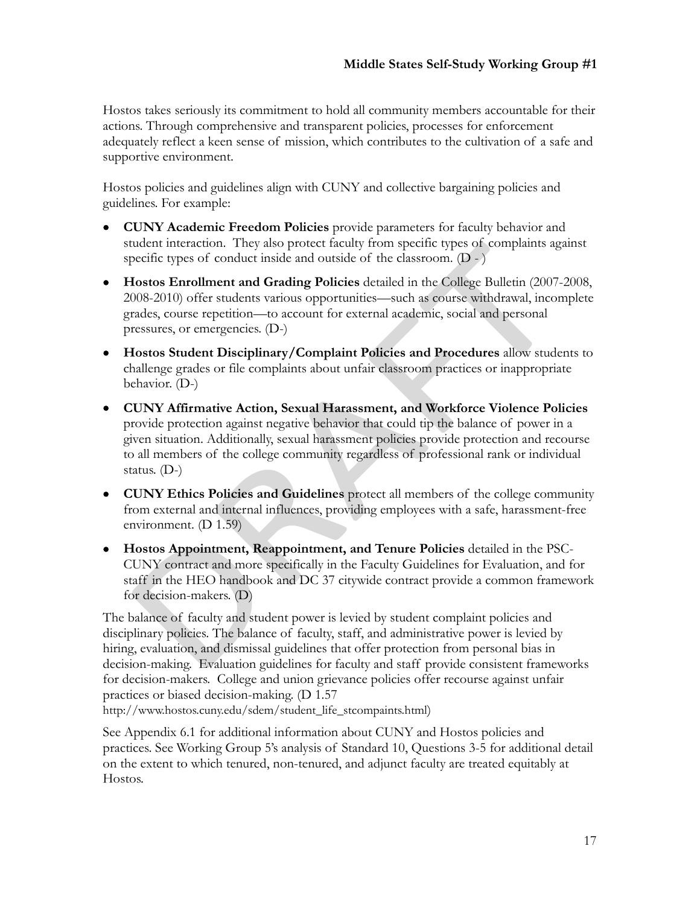Hostos takes seriously its commitment to hold all community members accountable for their actions. Through comprehensive and transparent policies, processes for enforcement adequately reflect a keen sense of mission, which contributes to the cultivation of a safe and supportive environment.

Hostos policies and guidelines align with CUNY and collective bargaining policies and guidelines. For example:

- **CUNY Academic Freedom Policies** provide parameters for faculty behavior and student interaction. They also protect faculty from specific types of complaints against specific types of conduct inside and outside of the classroom. (D - )
- **Hostos Enrollment and Grading Policies** detailed in the College Bulletin (2007-2008, 2008-2010) offer students various opportunities—such as course withdrawal, incomplete grades, course repetition—to account for external academic, social and personal pressures, or emergencies. (D-)
- **Hostos Student Disciplinary/Complaint Policies and Procedures** allow students to challenge grades or file complaints about unfair classroom practices or inappropriate behavior. (D-)
- **CUNY Affirmative Action, Sexual Harassment, and Workforce Violence Policies** provide protection against negative behavior that could tip the balance of power in a given situation. Additionally, sexual harassment policies provide protection and recourse to all members of the college community regardless of professional rank or individual status. (D-)
- **CUNY Ethics Policies and Guidelines** protect all members of the college community from external and internal influences, providing employees with a safe, harassment-free environment. (D 1.59)
- **Hostos Appointment, Reappointment, and Tenure Policies** detailed in the PSC-CUNY contract and more specifically in the Faculty Guidelines for Evaluation, and for staff in the HEO handbook and DC 37 citywide contract provide a common framework for decision-makers. (D)

The balance of faculty and student power is levied by student complaint policies and disciplinary policies. The balance of faculty, staff, and administrative power is levied by hiring, evaluation, and dismissal guidelines that offer protection from personal bias in decision-making. Evaluation guidelines for faculty and staff provide consistent frameworks for decision-makers. College and union grievance policies offer recourse against unfair practices or biased decision-making. (D 1.57 http://www.hostos.cuny.edu/sdem/student_life_stcompaints.html)

See Appendix 6.1 for additional information about CUNY and Hostos policies and practices. See Working Group 5's analysis of Standard 10, Questions 3-5 for additional detail on the extent to which tenured, non-tenured, and adjunct faculty are treated equitably at Hostos.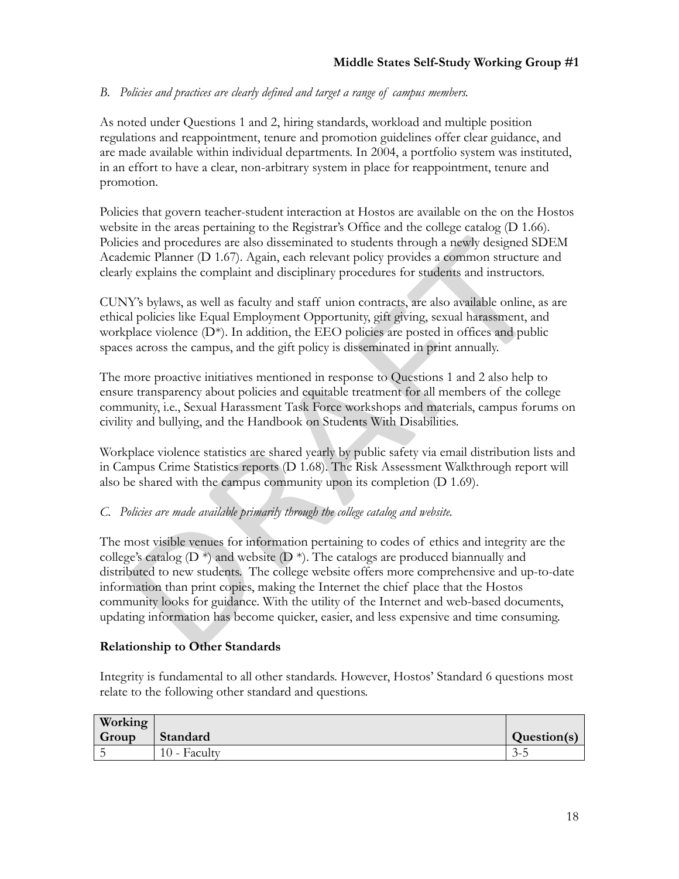*B. Policies and practices are clearly defined and target a range of campus members.*

As noted under Questions 1 and 2, hiring standards, workload and multiple position regulations and reappointment, tenure and promotion guidelines offer clear guidance, and are made available within individual departments. In 2004, a portfolio system was instituted, in an effort to have a clear, non-arbitrary system in place for reappointment, tenure and promotion.

Policies that govern teacher-student interaction at Hostos are available on the on the Hostos website in the areas pertaining to the Registrar's Office and the college catalog (D 1.66). Policies and procedures are also disseminated to students through a newly designed SDEM Academic Planner (D 1.67). Again, each relevant policy provides a common structure and clearly explains the complaint and disciplinary procedures for students and instructors.

CUNY's bylaws, as well as faculty and staff union contracts, are also available online, as are ethical policies like Equal Employment Opportunity, gift giving, sexual harassment, and workplace violence (D*). In addition, the EEO policies are posted in offices and public spaces across the campus, and the gift policy is disseminated in print annually.

The more proactive initiatives mentioned in response to Questions 1 and 2 also help to ensure transparency about policies and equitable treatment for all members of the college community, i.e., Sexual Harassment Task Force workshops and materials, campus forums on civility and bullying, and the Handbook on Students With Disabilities.

Workplace violence statistics are shared yearly by public safety via email distribution lists and in Campus Crime Statistics reports (D 1.68). The Risk Assessment Walkthrough report will also be shared with the campus community upon its completion (D 1.69).

*C. Policies are made available primarily through the college catalog and website.*

The most visible venues for information pertaining to codes of ethics and integrity are the college's catalog (D *) and website (D *). The catalogs are produced biannually and distributed to new students. The college website offers more comprehensive and up-to-date information than print copies, making the Internet the chief place that the Hostos community looks for guidance. With the utility of the Internet and web-based documents, updating information has become quicker, easier, and less expensive and time consuming.

### Relationship to Other Standards

Integrity is fundamental to all other standards. However, Hostos' Standard 6 questions most relate to the following other standard and questions.

| Working Group | Standard | Question(s) |
|---|---|---|
| 5 | 10 - Faculty | 3-5 |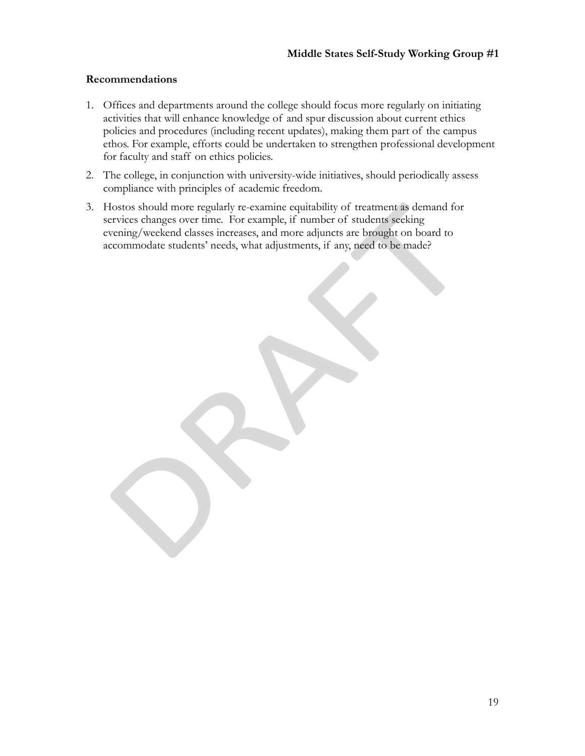## Recommendations

1. Offices and departments around the college should focus more regularly on initiating activities that will enhance knowledge of and spur discussion about current ethics policies and procedures (including recent updates), making them part of the campus ethos. For example, efforts could be undertaken to strengthen professional development for faculty and staff on ethics policies.
2. The college, in conjunction with university-wide initiatives, should periodically assess compliance with principles of academic freedom.
3. Hostos should more regularly re-examine equitability of treatment as demand for services changes over time. For example, if number of students seeking evening/weekend classes increases, and more adjuncts are brought on board to accommodate students' needs, what adjustments, if any, need to be made?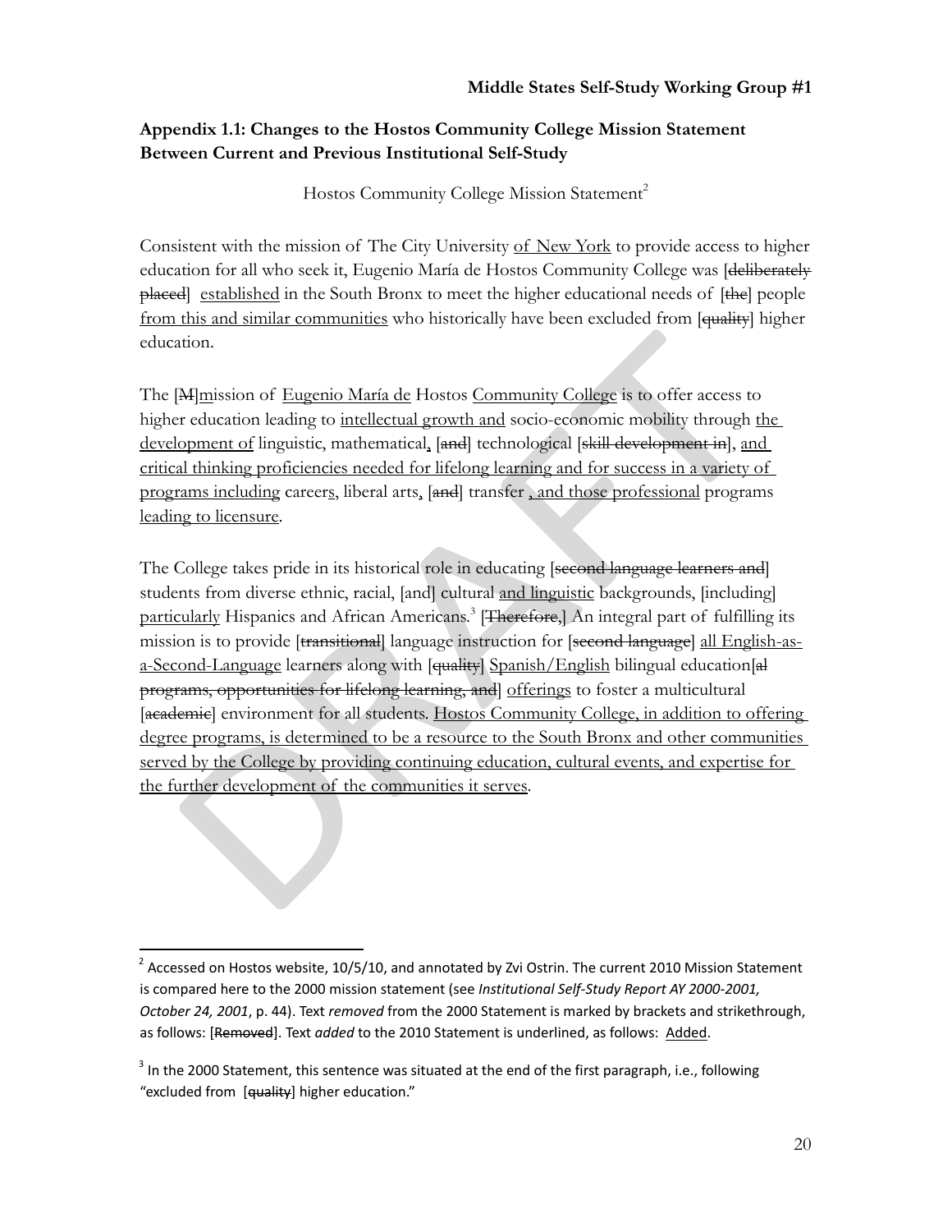## Appendix 1.1: Changes to the Hostos Community College Mission Statement Between Current and Previous Institutional Self-Study

Hostos Community College Mission Statement[2]

Consistent with the mission of The City University <u>of New York</u> to provide access to higher education for all who seek it, Eugenio María de Hostos Community College was [~~deliberately placed~~] <u>established</u> in the South Bronx to meet the higher educational needs of [~~the~~] people <u>from this and similar communities</u> who historically have been excluded from [~~quality~~] higher education.

The [~~M~~]<u>m</u>ission of <u>Eugenio María de</u> Hostos <u>Community College</u> is to offer access to higher education leading to <u>intellectual growth and</u> socio-economic mobility through <u>the development of</u> linguistic, mathematical<u>,</u> [~~and~~] technological [~~skill development in~~], <u>and critical thinking proficiencies needed for lifelong learning and for success in a variety of programs including</u> career<u>s</u>, liberal arts<u>,</u> [~~and~~] transfer <u>, and those professional</u> programs <u>leading to licensure</u>.

The College takes pride in its historical role in educating [~~second language learners and~~] students from diverse ethnic, racial, [and] cultural <u>and linguistic</u> backgrounds, [including] <u>particularly</u> Hispanics and African Americans.[3] [~~Therefore~~,] An integral part of fulfilling its mission is to provide [~~transitional~~] language instruction for [~~second language~~] <u>all English-as-a-Second-Language</u> learners along with [~~quality~~] <u>Spanish/English</u> bilingual education[~~al programs, opportunities for lifelong learning, and~~] <u>offerings</u> to foster a multicultural [~~academic~~] environment for all students. <u>Hostos Community College, in addition to offering degree programs, is determined to be a resource to the South Bronx and other communities served by the College by providing continuing education, cultural events, and expertise for the further development of the communities it serves</u>.

---

[2] Accessed on Hostos website, 10/5/10, and annotated by Zvi Ostrin. The current 2010 Mission Statement is compared here to the 2000 mission statement (see *Institutional Self-Study Report AY 2000-2001, October 24, 2001*, p. 44). Text *removed* from the 2000 Statement is marked by brackets and strikethrough, as follows: [~~Removed~~]. Text *added* to the 2010 Statement is underlined, as follows: <u>Added</u>.

[3] In the 2000 Statement, this sentence was situated at the end of the first paragraph, i.e., following "excluded from [~~quality~~] higher education."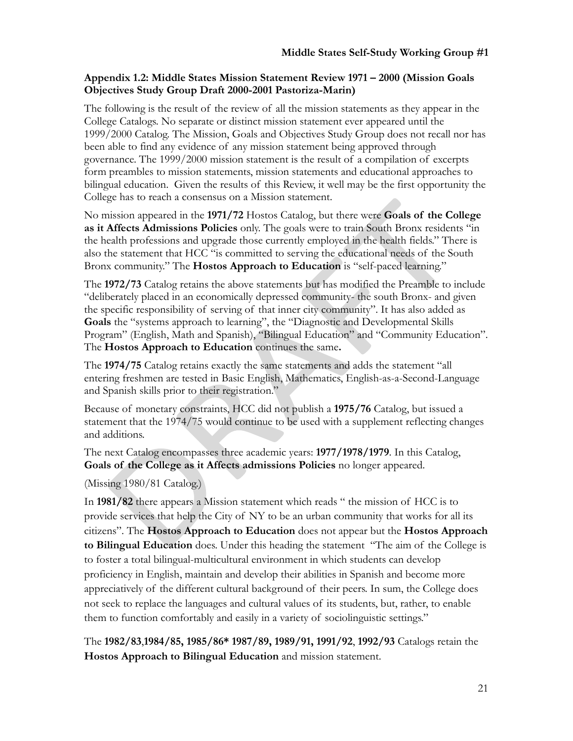### Appendix 1.2: Middle States Mission Statement Review 1971 – 2000 (Mission Goals Objectives Study Group Draft 2000-2001 Pastoriza-Marin)

The following is the result of the review of all the mission statements as they appear in the College Catalogs. No separate or distinct mission statement ever appeared until the 1999/2000 Catalog. The Mission, Goals and Objectives Study Group does not recall nor has been able to find any evidence of any mission statement being approved through governance. The 1999/2000 mission statement is the result of a compilation of excerpts form preambles to mission statements, mission statements and educational approaches to bilingual education. Given the results of this Review, it well may be the first opportunity the College has to reach a consensus on a Mission statement.

No mission appeared in the **1971/72** Hostos Catalog, but there were **Goals of the College as it Affects Admissions Policies** only. The goals were to train South Bronx residents "in the health professions and upgrade those currently employed in the health fields." There is also the statement that HCC "is committed to serving the educational needs of the South Bronx community." The **Hostos Approach to Education** is "self-paced learning."

The **1972/73** Catalog retains the above statements but has modified the Preamble to include "deliberately placed in an economically depressed community- the south Bronx- and given the specific responsibility of serving of that inner city community". It has also added as **Goals** the "systems approach to learning", the "Diagnostic and Developmental Skills Program" (English, Math and Spanish), "Bilingual Education" and "Community Education". The **Hostos Approach to Education** continues the same**.**

The **1974/75** Catalog retains exactly the same statements and adds the statement "all entering freshmen are tested in Basic English, Mathematics, English-as-a-Second-Language and Spanish skills prior to their registration."

Because of monetary constraints, HCC did not publish a **1975/76** Catalog, but issued a statement that the 1974/75 would continue to be used with a supplement reflecting changes and additions.

The next Catalog encompasses three academic years: **1977/1978/1979**. In this Catalog, **Goals of the College as it Affects admissions Policies** no longer appeared.

(Missing 1980/81 Catalog.)

In **1981/82** there appears a Mission statement which reads " the mission of HCC is to provide services that help the City of NY to be an urban community that works for all its citizens". The **Hostos Approach to Education** does not appear but the **Hostos Approach to Bilingual Education** does. Under this heading the statement "The aim of the College is to foster a total bilingual-multicultural environment in which students can develop proficiency in English, maintain and develop their abilities in Spanish and become more appreciatively of the different cultural background of their peers. In sum, the College does not seek to replace the languages and cultural values of its students, but, rather, to enable them to function comfortably and easily in a variety of sociolinguistic settings."

The **1982/83**,**1984/85, 1985/86* 1987/89, 1989/91, 1991/92**, **1992/93** Catalogs retain the **Hostos Approach to Bilingual Education** and mission statement.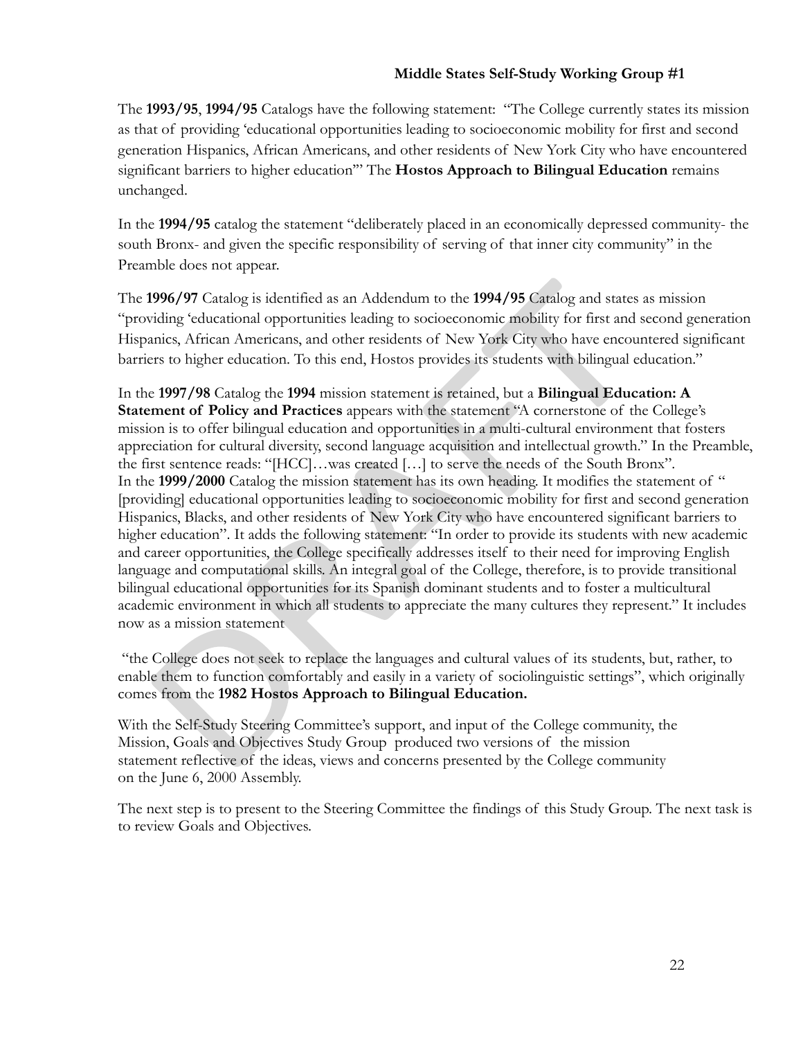**Middle States Self-Study Working Group #1**

The **1993/95**, **1994/95** Catalogs have the following statement: "The College currently states its mission as that of providing 'educational opportunities leading to socioeconomic mobility for first and second generation Hispanics, African Americans, and other residents of New York City who have encountered significant barriers to higher education'" The **Hostos Approach to Bilingual Education** remains unchanged.

In the **1994/95** catalog the statement "deliberately placed in an economically depressed community- the south Bronx- and given the specific responsibility of serving of that inner city community" in the Preamble does not appear.

The **1996/97** Catalog is identified as an Addendum to the **1994/95** Catalog and states as mission "providing 'educational opportunities leading to socioeconomic mobility for first and second generation Hispanics, African Americans, and other residents of New York City who have encountered significant barriers to higher education. To this end, Hostos provides its students with bilingual education."

In the **1997/98** Catalog the **1994** mission statement is retained, but a **Bilingual Education: A Statement of Policy and Practices** appears with the statement "A cornerstone of the College's mission is to offer bilingual education and opportunities in a multi-cultural environment that fosters appreciation for cultural diversity, second language acquisition and intellectual growth." In the Preamble, the first sentence reads: "[HCC]…was created […] to serve the needs of the South Bronx".
In the **1999/2000** Catalog the mission statement has its own heading. It modifies the statement of " [providing] educational opportunities leading to socioeconomic mobility for first and second generation Hispanics, Blacks, and other residents of New York City who have encountered significant barriers to higher education". It adds the following statement: "In order to provide its students with new academic and career opportunities, the College specifically addresses itself to their need for improving English language and computational skills. An integral goal of the College, therefore, is to provide transitional bilingual educational opportunities for its Spanish dominant students and to foster a multicultural academic environment in which all students to appreciate the many cultures they represent." It includes now as a mission statement

"the College does not seek to replace the languages and cultural values of its students, but, rather, to enable them to function comfortably and easily in a variety of sociolinguistic settings", which originally comes from the **1982 Hostos Approach to Bilingual Education.**

With the Self-Study Steering Committee's support, and input of the College community, the Mission, Goals and Objectives Study Group produced two versions of the mission statement reflective of the ideas, views and concerns presented by the College community on the June 6, 2000 Assembly.

The next step is to present to the Steering Committee the findings of this Study Group. The next task is to review Goals and Objectives.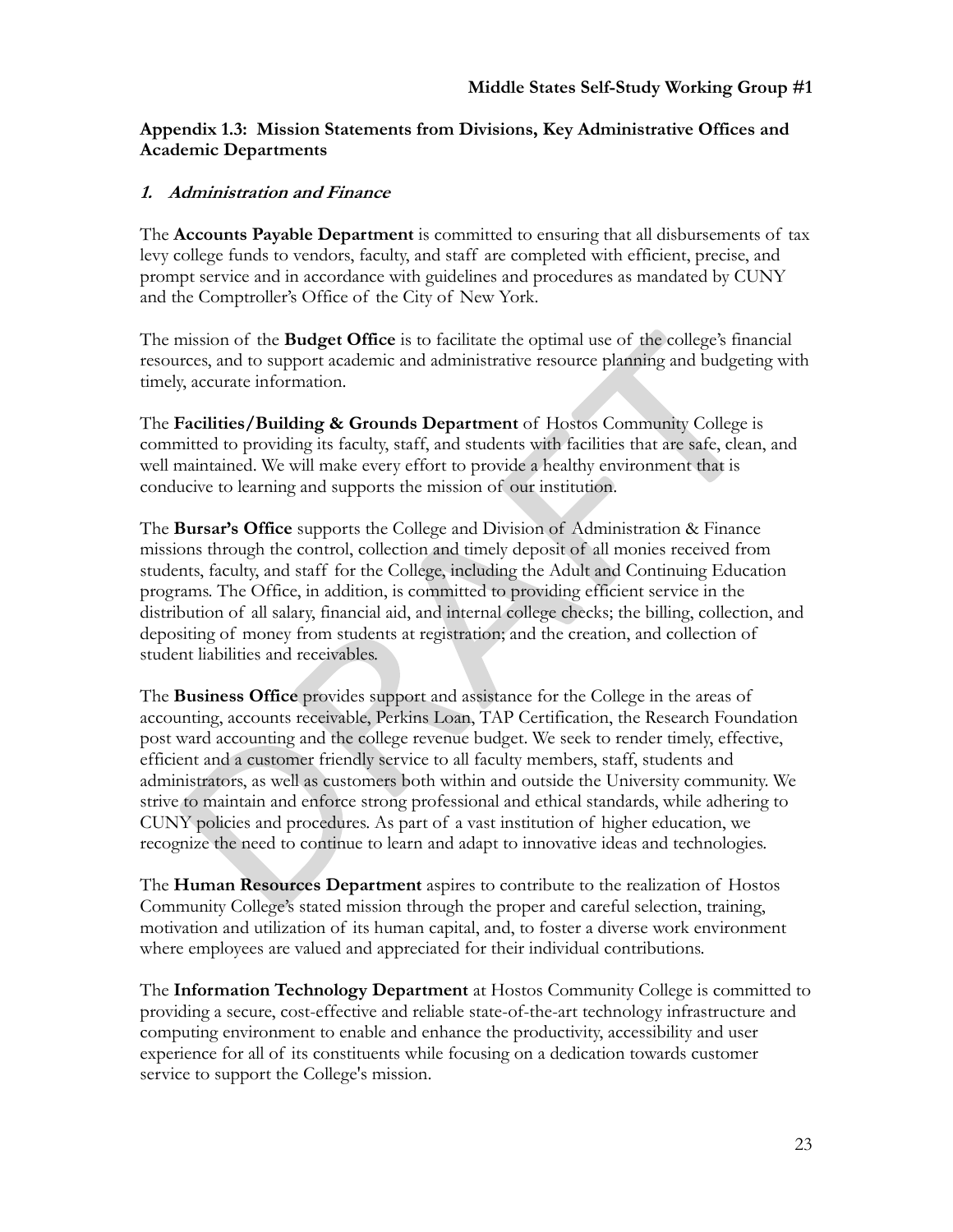**Appendix 1.3: Mission Statements from Divisions, Key Administrative Offices and Academic Departments**

***1. Administration and Finance***

The **Accounts Payable Department** is committed to ensuring that all disbursements of tax levy college funds to vendors, faculty, and staff are completed with efficient, precise, and prompt service and in accordance with guidelines and procedures as mandated by CUNY and the Comptroller's Office of the City of New York.

The mission of the **Budget Office** is to facilitate the optimal use of the college's financial resources, and to support academic and administrative resource planning and budgeting with timely, accurate information.

The **Facilities/Building & Grounds Department** of Hostos Community College is committed to providing its faculty, staff, and students with facilities that are safe, clean, and well maintained. We will make every effort to provide a healthy environment that is conducive to learning and supports the mission of our institution.

The **Bursar's Office** supports the College and Division of Administration & Finance missions through the control, collection and timely deposit of all monies received from students, faculty, and staff for the College, including the Adult and Continuing Education programs. The Office, in addition, is committed to providing efficient service in the distribution of all salary, financial aid, and internal college checks; the billing, collection, and depositing of money from students at registration; and the creation, and collection of student liabilities and receivables.

The **Business Office** provides support and assistance for the College in the areas of accounting, accounts receivable, Perkins Loan, TAP Certification, the Research Foundation post ward accounting and the college revenue budget. We seek to render timely, effective, efficient and a customer friendly service to all faculty members, staff, students and administrators, as well as customers both within and outside the University community. We strive to maintain and enforce strong professional and ethical standards, while adhering to CUNY policies and procedures. As part of a vast institution of higher education, we recognize the need to continue to learn and adapt to innovative ideas and technologies.

The **Human Resources Department** aspires to contribute to the realization of Hostos Community College's stated mission through the proper and careful selection, training, motivation and utilization of its human capital, and, to foster a diverse work environment where employees are valued and appreciated for their individual contributions.

The **Information Technology Department** at Hostos Community College is committed to providing a secure, cost-effective and reliable state-of-the-art technology infrastructure and computing environment to enable and enhance the productivity, accessibility and user experience for all of its constituents while focusing on a dedication towards customer service to support the College's mission.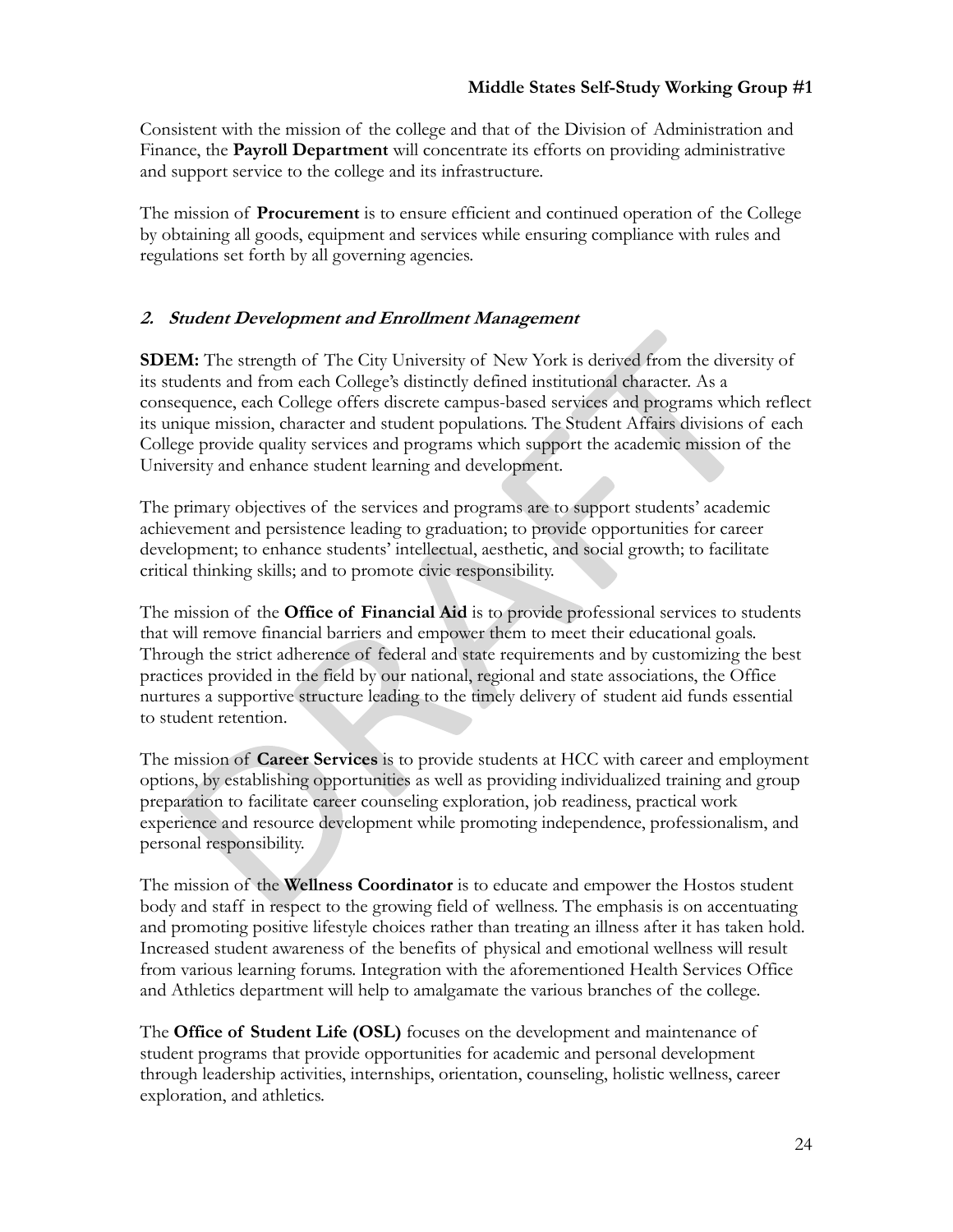Consistent with the mission of the college and that of the Division of Administration and Finance, the **Payroll Department** will concentrate its efforts on providing administrative and support service to the college and its infrastructure.

The mission of **Procurement** is to ensure efficient and continued operation of the College by obtaining all goods, equipment and services while ensuring compliance with rules and regulations set forth by all governing agencies.

### *2. Student Development and Enrollment Management*

**SDEM:** The strength of The City University of New York is derived from the diversity of its students and from each College's distinctly defined institutional character. As a consequence, each College offers discrete campus-based services and programs which reflect its unique mission, character and student populations. The Student Affairs divisions of each College provide quality services and programs which support the academic mission of the University and enhance student learning and development.

The primary objectives of the services and programs are to support students' academic achievement and persistence leading to graduation; to provide opportunities for career development; to enhance students' intellectual, aesthetic, and social growth; to facilitate critical thinking skills; and to promote civic responsibility.

The mission of the **Office of Financial Aid** is to provide professional services to students that will remove financial barriers and empower them to meet their educational goals. Through the strict adherence of federal and state requirements and by customizing the best practices provided in the field by our national, regional and state associations, the Office nurtures a supportive structure leading to the timely delivery of student aid funds essential to student retention.

The mission of **Career Services** is to provide students at HCC with career and employment options, by establishing opportunities as well as providing individualized training and group preparation to facilitate career counseling exploration, job readiness, practical work experience and resource development while promoting independence, professionalism, and personal responsibility.

The mission of the **Wellness Coordinator** is to educate and empower the Hostos student body and staff in respect to the growing field of wellness. The emphasis is on accentuating and promoting positive lifestyle choices rather than treating an illness after it has taken hold. Increased student awareness of the benefits of physical and emotional wellness will result from various learning forums. Integration with the aforementioned Health Services Office and Athletics department will help to amalgamate the various branches of the college.

The **Office of Student Life (OSL)** focuses on the development and maintenance of student programs that provide opportunities for academic and personal development through leadership activities, internships, orientation, counseling, holistic wellness, career exploration, and athletics.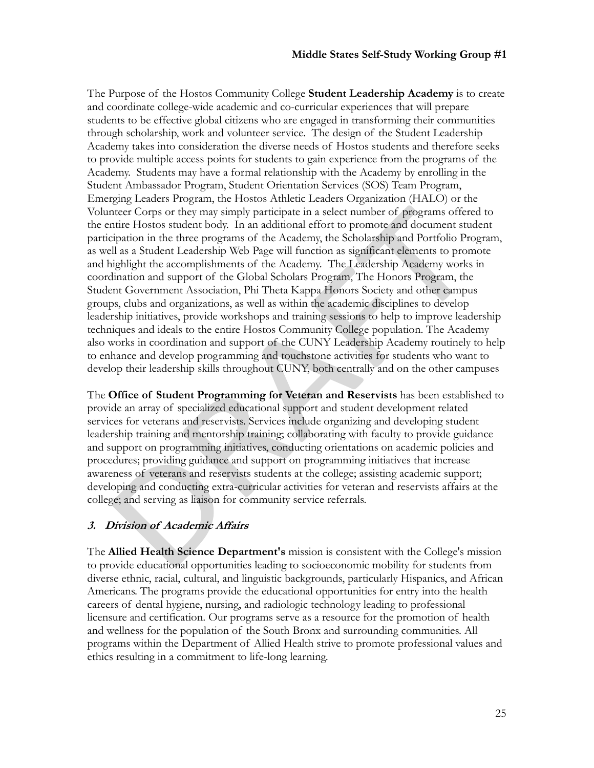The Purpose of the Hostos Community College **Student Leadership Academy** is to create and coordinate college-wide academic and co-curricular experiences that will prepare students to be effective global citizens who are engaged in transforming their communities through scholarship, work and volunteer service. The design of the Student Leadership Academy takes into consideration the diverse needs of Hostos students and therefore seeks to provide multiple access points for students to gain experience from the programs of the Academy. Students may have a formal relationship with the Academy by enrolling in the Student Ambassador Program, Student Orientation Services (SOS) Team Program, Emerging Leaders Program, the Hostos Athletic Leaders Organization (HALO) or the Volunteer Corps or they may simply participate in a select number of programs offered to the entire Hostos student body. In an additional effort to promote and document student participation in the three programs of the Academy, the Scholarship and Portfolio Program, as well as a Student Leadership Web Page will function as significant elements to promote and highlight the accomplishments of the Academy. The Leadership Academy works in coordination and support of the Global Scholars Program, The Honors Program, the Student Government Association, Phi Theta Kappa Honors Society and other campus groups, clubs and organizations, as well as within the academic disciplines to develop leadership initiatives, provide workshops and training sessions to help to improve leadership techniques and ideals to the entire Hostos Community College population. The Academy also works in coordination and support of the CUNY Leadership Academy routinely to help to enhance and develop programming and touchstone activities for students who want to develop their leadership skills throughout CUNY, both centrally and on the other campuses

The **Office of Student Programming for Veteran and Reservists** has been established to provide an array of specialized educational support and student development related services for veterans and reservists. Services include organizing and developing student leadership training and mentorship training; collaborating with faculty to provide guidance and support on programming initiatives, conducting orientations on academic policies and procedures; providing guidance and support on programming initiatives that increase awareness of veterans and reservists students at the college; assisting academic support; developing and conducting extra-curricular activities for veteran and reservists affairs at the college; and serving as liaison for community service referrals.

### ***3. Division of Academic Affairs***

The **Allied Health Science Department's** mission is consistent with the College's mission to provide educational opportunities leading to socioeconomic mobility for students from diverse ethnic, racial, cultural, and linguistic backgrounds, particularly Hispanics, and African Americans. The programs provide the educational opportunities for entry into the health careers of dental hygiene, nursing, and radiologic technology leading to professional licensure and certification. Our programs serve as a resource for the promotion of health and wellness for the population of the South Bronx and surrounding communities. All programs within the Department of Allied Health strive to promote professional values and ethics resulting in a commitment to life-long learning.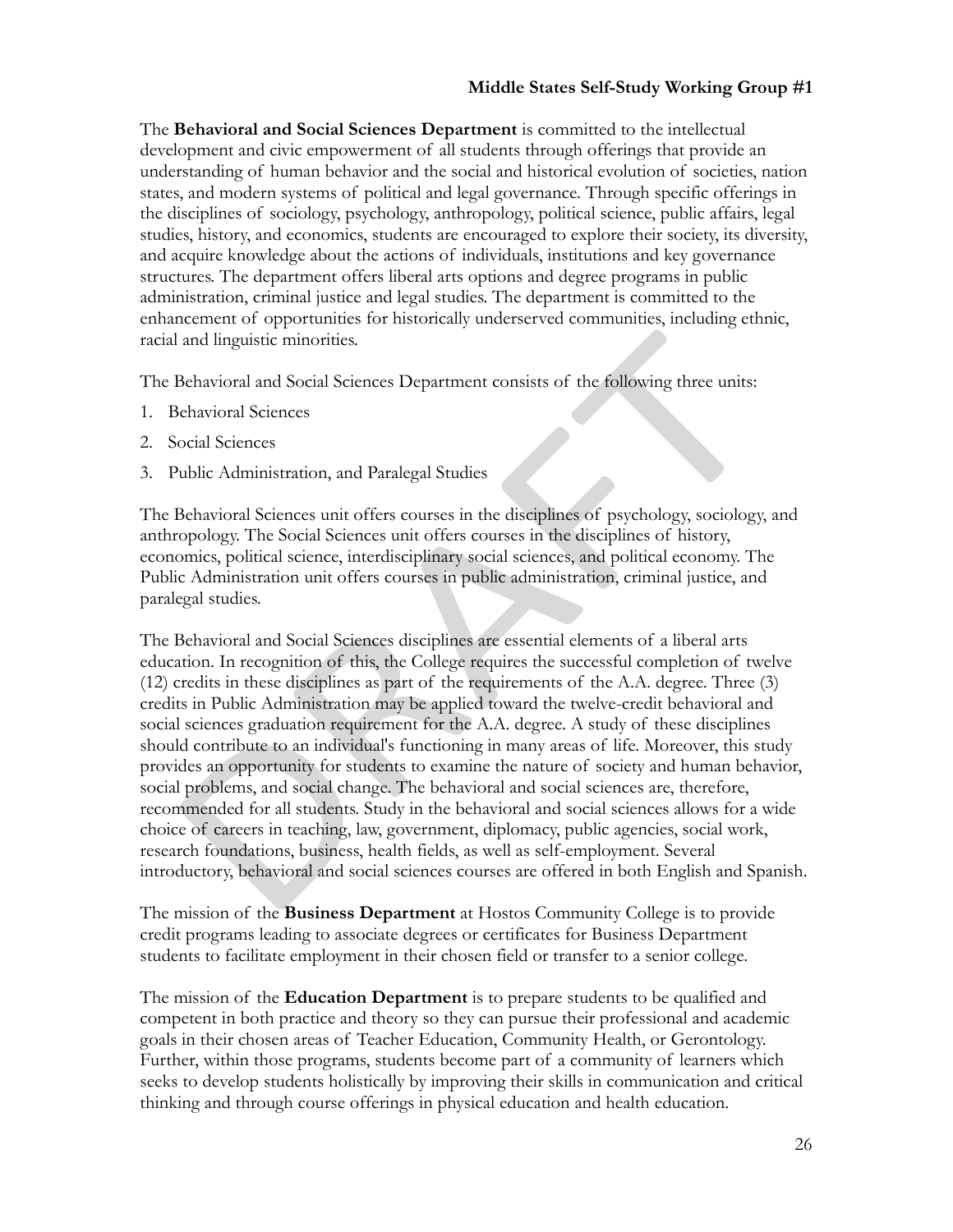The **Behavioral and Social Sciences Department** is committed to the intellectual development and civic empowerment of all students through offerings that provide an understanding of human behavior and the social and historical evolution of societies, nation states, and modern systems of political and legal governance. Through specific offerings in the disciplines of sociology, psychology, anthropology, political science, public affairs, legal studies, history, and economics, students are encouraged to explore their society, its diversity, and acquire knowledge about the actions of individuals, institutions and key governance structures. The department offers liberal arts options and degree programs in public administration, criminal justice and legal studies. The department is committed to the enhancement of opportunities for historically underserved communities, including ethnic, racial and linguistic minorities.

The Behavioral and Social Sciences Department consists of the following three units:

1. Behavioral Sciences
2. Social Sciences
3. Public Administration, and Paralegal Studies

The Behavioral Sciences unit offers courses in the disciplines of psychology, sociology, and anthropology. The Social Sciences unit offers courses in the disciplines of history, economics, political science, interdisciplinary social sciences, and political economy. The Public Administration unit offers courses in public administration, criminal justice, and paralegal studies.

The Behavioral and Social Sciences disciplines are essential elements of a liberal arts education. In recognition of this, the College requires the successful completion of twelve (12) credits in these disciplines as part of the requirements of the A.A. degree. Three (3) credits in Public Administration may be applied toward the twelve-credit behavioral and social sciences graduation requirement for the A.A. degree. A study of these disciplines should contribute to an individual's functioning in many areas of life. Moreover, this study provides an opportunity for students to examine the nature of society and human behavior, social problems, and social change. The behavioral and social sciences are, therefore, recommended for all students. Study in the behavioral and social sciences allows for a wide choice of careers in teaching, law, government, diplomacy, public agencies, social work, research foundations, business, health fields, as well as self-employment. Several introductory, behavioral and social sciences courses are offered in both English and Spanish.

The mission of the **Business Department** at Hostos Community College is to provide credit programs leading to associate degrees or certificates for Business Department students to facilitate employment in their chosen field or transfer to a senior college.

The mission of the **Education Department** is to prepare students to be qualified and competent in both practice and theory so they can pursue their professional and academic goals in their chosen areas of Teacher Education, Community Health, or Gerontology. Further, within those programs, students become part of a community of learners which seeks to develop students holistically by improving their skills in communication and critical thinking and through course offerings in physical education and health education.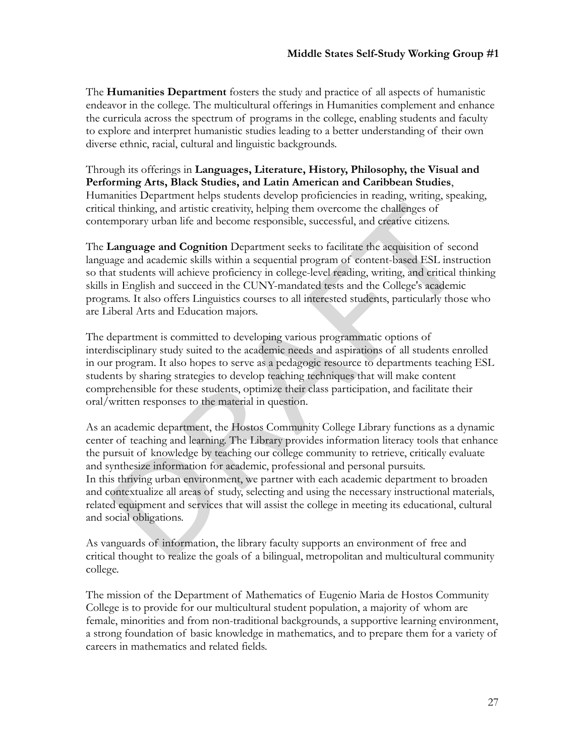The **Humanities Department** fosters the study and practice of all aspects of humanistic endeavor in the college. The multicultural offerings in Humanities complement and enhance the curricula across the spectrum of programs in the college, enabling students and faculty to explore and interpret humanistic studies leading to a better understanding of their own diverse ethnic, racial, cultural and linguistic backgrounds.

Through its offerings in **Languages, Literature, History, Philosophy, the Visual and Performing Arts, Black Studies, and Latin American and Caribbean Studies**, Humanities Department helps students develop proficiencies in reading, writing, speaking, critical thinking, and artistic creativity, helping them overcome the challenges of contemporary urban life and become responsible, successful, and creative citizens.

The **Language and Cognition** Department seeks to facilitate the acquisition of second language and academic skills within a sequential program of content-based ESL instruction so that students will achieve proficiency in college-level reading, writing, and critical thinking skills in English and succeed in the CUNY-mandated tests and the College's academic programs. It also offers Linguistics courses to all interested students, particularly those who are Liberal Arts and Education majors.

The department is committed to developing various programmatic options of interdisciplinary study suited to the academic needs and aspirations of all students enrolled in our program. It also hopes to serve as a pedagogic resource to departments teaching ESL students by sharing strategies to develop teaching techniques that will make content comprehensible for these students, optimize their class participation, and facilitate their oral/written responses to the material in question.

As an academic department, the Hostos Community College Library functions as a dynamic center of teaching and learning. The Library provides information literacy tools that enhance the pursuit of knowledge by teaching our college community to retrieve, critically evaluate and synthesize information for academic, professional and personal pursuits.
In this thriving urban environment, we partner with each academic department to broaden and contextualize all areas of study, selecting and using the necessary instructional materials, related equipment and services that will assist the college in meeting its educational, cultural and social obligations.

As vanguards of information, the library faculty supports an environment of free and critical thought to realize the goals of a bilingual, metropolitan and multicultural community college.

The mission of the Department of Mathematics of Eugenio Maria de Hostos Community College is to provide for our multicultural student population, a majority of whom are female, minorities and from non-traditional backgrounds, a supportive learning environment, a strong foundation of basic knowledge in mathematics, and to prepare them for a variety of careers in mathematics and related fields.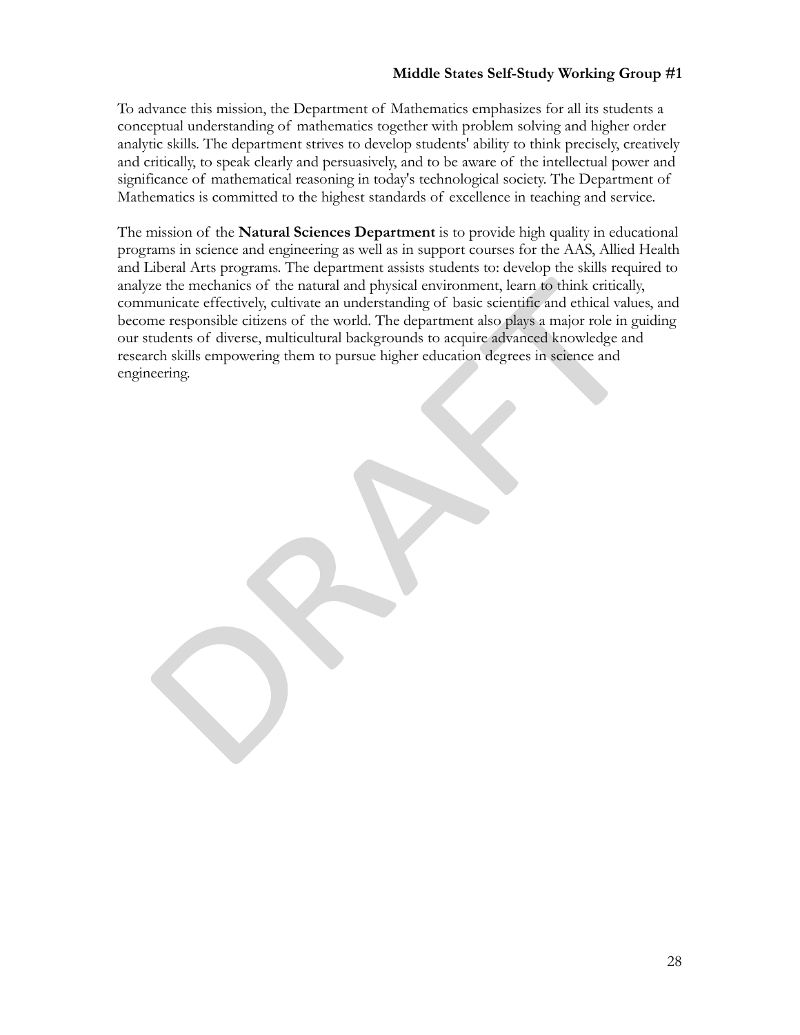To advance this mission, the Department of Mathematics emphasizes for all its students a conceptual understanding of mathematics together with problem solving and higher order analytic skills. The department strives to develop students' ability to think precisely, creatively and critically, to speak clearly and persuasively, and to be aware of the intellectual power and significance of mathematical reasoning in today's technological society. The Department of Mathematics is committed to the highest standards of excellence in teaching and service.

The mission of the **Natural Sciences Department** is to provide high quality in educational programs in science and engineering as well as in support courses for the AAS, Allied Health and Liberal Arts programs. The department assists students to: develop the skills required to analyze the mechanics of the natural and physical environment, learn to think critically, communicate effectively, cultivate an understanding of basic scientific and ethical values, and become responsible citizens of the world. The department also plays a major role in guiding our students of diverse, multicultural backgrounds to acquire advanced knowledge and research skills empowering them to pursue higher education degrees in science and engineering.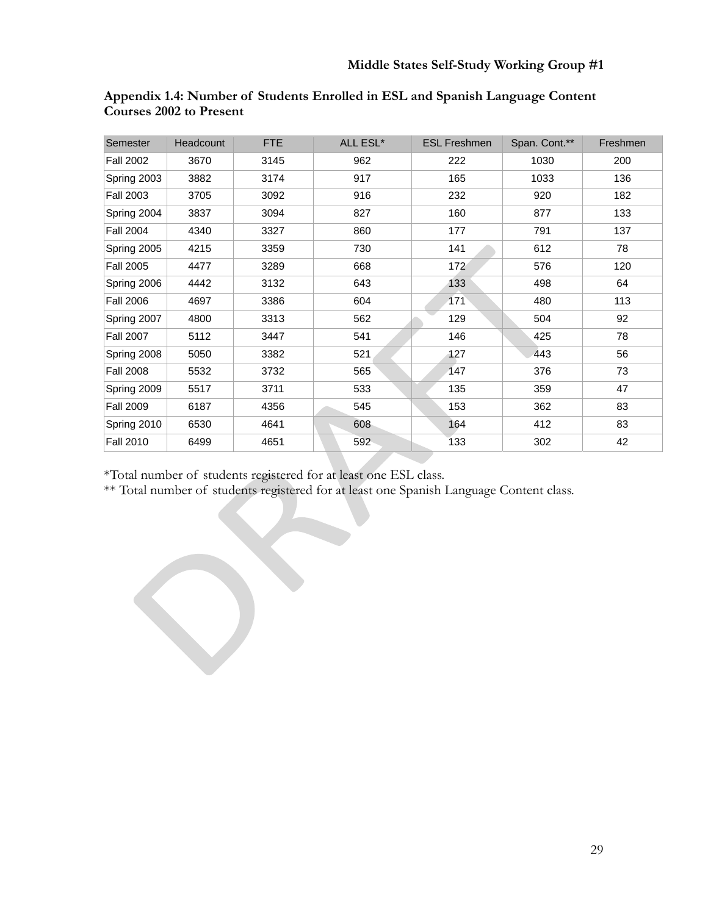## Appendix 1.4: Number of Students Enrolled in ESL and Spanish Language Content Courses 2002 to Present

| Semester | Headcount | FTE | ALL ESL* | ESL Freshmen | Span. Cont.** | Freshmen |
|---|---|---|---|---|---|---|
| Fall 2002 | 3670 | 3145 | 962 | 222 | 1030 | 200 |
| Spring 2003 | 3882 | 3174 | 917 | 165 | 1033 | 136 |
| Fall 2003 | 3705 | 3092 | 916 | 232 | 920 | 182 |
| Spring 2004 | 3837 | 3094 | 827 | 160 | 877 | 133 |
| Fall 2004 | 4340 | 3327 | 860 | 177 | 791 | 137 |
| Spring 2005 | 4215 | 3359 | 730 | 141 | 612 | 78 |
| Fall 2005 | 4477 | 3289 | 668 | 172 | 576 | 120 |
| Spring 2006 | 4442 | 3132 | 643 | 133 | 498 | 64 |
| Fall 2006 | 4697 | 3386 | 604 | 171 | 480 | 113 |
| Spring 2007 | 4800 | 3313 | 562 | 129 | 504 | 92 |
| Fall 2007 | 5112 | 3447 | 541 | 146 | 425 | 78 |
| Spring 2008 | 5050 | 3382 | 521 | 127 | 443 | 56 |
| Fall 2008 | 5532 | 3732 | 565 | 147 | 376 | 73 |
| Spring 2009 | 5517 | 3711 | 533 | 135 | 359 | 47 |
| Fall 2009 | 6187 | 4356 | 545 | 153 | 362 | 83 |
| Spring 2010 | 6530 | 4641 | 608 | 164 | 412 | 83 |
| Fall 2010 | 6499 | 4651 | 592 | 133 | 302 | 42 |

*Total number of students registered for at least one ESL class.
** Total number of students registered for at least one Spanish Language Content class.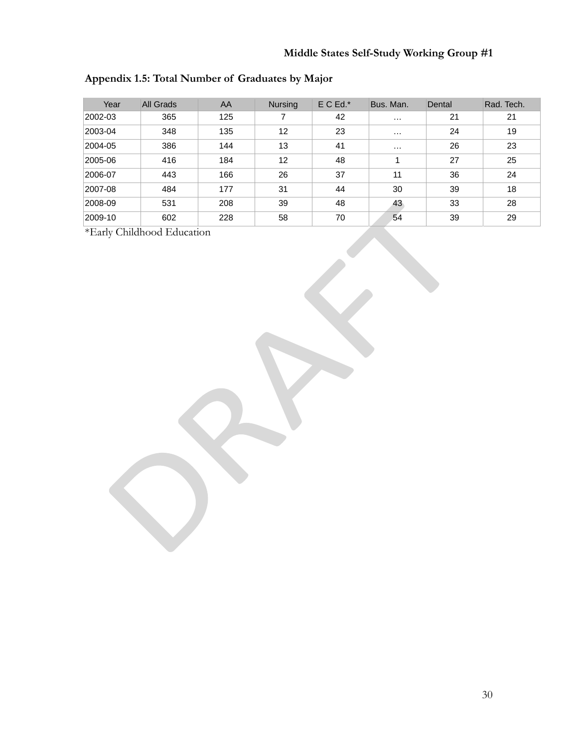## Appendix 1.5: Total Number of Graduates by Major

| Year | All Grads | AA | Nursing | E C Ed.* | Bus. Man. | Dental | Rad. Tech. |
|---|---|---|---|---|---|---|---|
| 2002-03 | 365 | 125 | 7 | 42 | … | 21 | 21 |
| 2003-04 | 348 | 135 | 12 | 23 | … | 24 | 19 |
| 2004-05 | 386 | 144 | 13 | 41 | … | 26 | 23 |
| 2005-06 | 416 | 184 | 12 | 48 | 1 | 27 | 25 |
| 2006-07 | 443 | 166 | 26 | 37 | 11 | 36 | 24 |
| 2007-08 | 484 | 177 | 31 | 44 | 30 | 39 | 18 |
| 2008-09 | 531 | 208 | 39 | 48 | 43 | 33 | 28 |
| 2009-10 | 602 | 228 | 58 | 70 | 54 | 39 | 29 |

*Early Childhood Education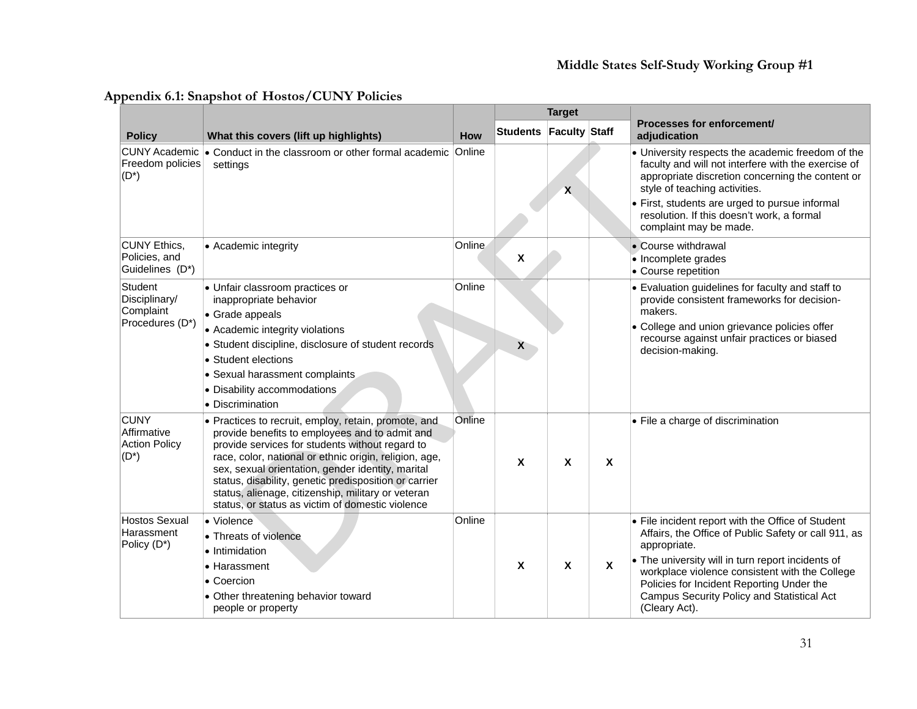## Appendix 6.1: Snapshot of Hostos/CUNY Policies

| Policy | What this covers (lift up highlights) | How | Target | | | Processes for enforcement/ adjudication |
|---|---|---|---|---|---|---|
| | | | Students | Faculty | Staff | |
| CUNY Academic Freedom policies (D*) | • Conduct in the classroom or other formal academic settings | Online | | X | | • University respects the academic freedom of the faculty and will not interfere with the exercise of appropriate discretion concerning the content or style of teaching activities.<br>• First, students are urged to pursue informal resolution. If this doesn't work, a formal complaint may be made. |
| CUNY Ethics, Policies, and Guidelines (D*) | • Academic integrity | Online | X | | | • Course withdrawal<br>• Incomplete grades<br>• Course repetition |
| Student Disciplinary/ Complaint Procedures (D*) | • Unfair classroom practices or inappropriate behavior<br>• Grade appeals<br>• Academic integrity violations<br>• Student discipline, disclosure of student records<br>• Student elections<br>• Sexual harassment complaints<br>• Disability accommodations<br>• Discrimination | Online | X | | | • Evaluation guidelines for faculty and staff to provide consistent frameworks for decision-makers.<br>• College and union grievance policies offer recourse against unfair practices or biased decision-making. |
| CUNY Affirmative Action Policy (D*) | • Practices to recruit, employ, retain, promote, and provide benefits to employees and to admit and provide services for students without regard to race, color, national or ethnic origin, religion, age, sex, sexual orientation, gender identity, marital status, disability, genetic predisposition or carrier status, alienage, citizenship, military or veteran status, or status as victim of domestic violence | Online | X | X | X | • File a charge of discrimination |
| Hostos Sexual Harassment Policy (D*) | • Violence<br>• Threats of violence<br>• Intimidation<br>• Harassment<br>• Coercion<br>• Other threatening behavior toward people or property | Online | X | X | X | • File incident report with the Office of Student Affairs, the Office of Public Safety or call 911, as appropriate.<br>• The university will in turn report incidents of workplace violence consistent with the College Policies for Incident Reporting Under the Campus Security Policy and Statistical Act (Cleary Act). |